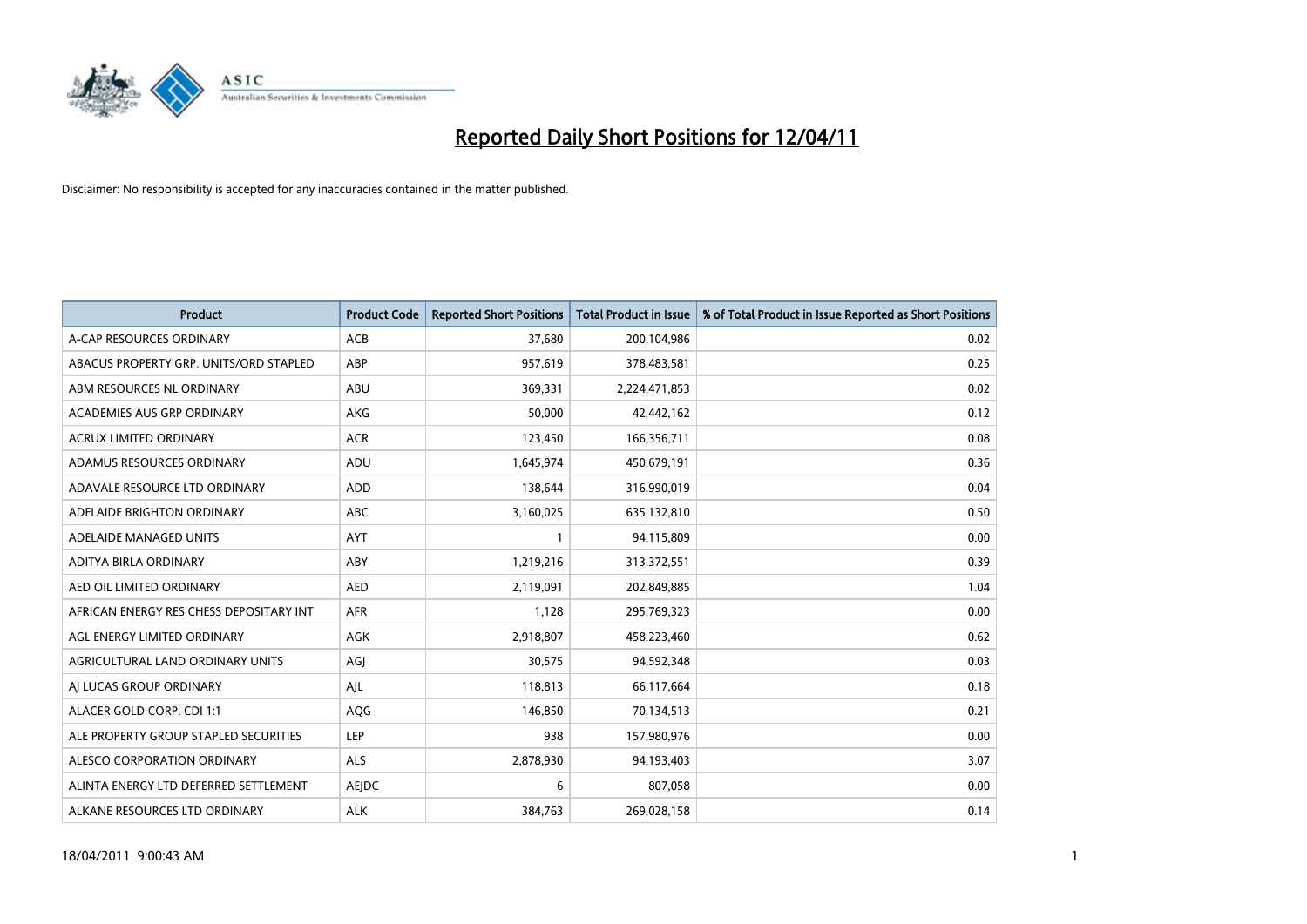# Reported Daily Short Positions for 12/04/11

Disclaimer: No responsibility is accepted for any inaccuracies contained in the matter published.

| Product | Product Code | Reported Short Positions | Total Product in Issue | % of Total Product in Issue Reported as Short Positions |
|---|---|---|---|---|
| A-CAP RESOURCES ORDINARY | ACB | 37,680 | 200,104,986 | 0.02 |
| ABACUS PROPERTY GRP. UNITS/ORD STAPLED | ABP | 957,619 | 378,483,581 | 0.25 |
| ABM RESOURCES NL ORDINARY | ABU | 369,331 | 2,224,471,853 | 0.02 |
| ACADEMIES AUS GRP ORDINARY | AKG | 50,000 | 42,442,162 | 0.12 |
| ACRUX LIMITED ORDINARY | ACR | 123,450 | 166,356,711 | 0.08 |
| ADAMUS RESOURCES ORDINARY | ADU | 1,645,974 | 450,679,191 | 0.36 |
| ADAVALE RESOURCE LTD ORDINARY | ADD | 138,644 | 316,990,019 | 0.04 |
| ADELAIDE BRIGHTON ORDINARY | ABC | 3,160,025 | 635,132,810 | 0.50 |
| ADELAIDE MANAGED UNITS | AYT | 1 | 94,115,809 | 0.00 |
| ADITYA BIRLA ORDINARY | ABY | 1,219,216 | 313,372,551 | 0.39 |
| AED OIL LIMITED ORDINARY | AED | 2,119,091 | 202,849,885 | 1.04 |
| AFRICAN ENERGY RES CHESS DEPOSITARY INT | AFR | 1,128 | 295,769,323 | 0.00 |
| AGL ENERGY LIMITED ORDINARY | AGK | 2,918,807 | 458,223,460 | 0.62 |
| AGRICULTURAL LAND ORDINARY UNITS | AGJ | 30,575 | 94,592,348 | 0.03 |
| AJ LUCAS GROUP ORDINARY | AJL | 118,813 | 66,117,664 | 0.18 |
| ALACER GOLD CORP. CDI 1:1 | AQG | 146,850 | 70,134,513 | 0.21 |
| ALE PROPERTY GROUP STAPLED SECURITIES | LEP | 938 | 157,980,976 | 0.00 |
| ALESCO CORPORATION ORDINARY | ALS | 2,878,930 | 94,193,403 | 3.07 |
| ALINTA ENERGY LTD DEFERRED SETTLEMENT | AEJDC | 6 | 807,058 | 0.00 |
| ALKANE RESOURCES LTD ORDINARY | ALK | 384,763 | 269,028,158 | 0.14 |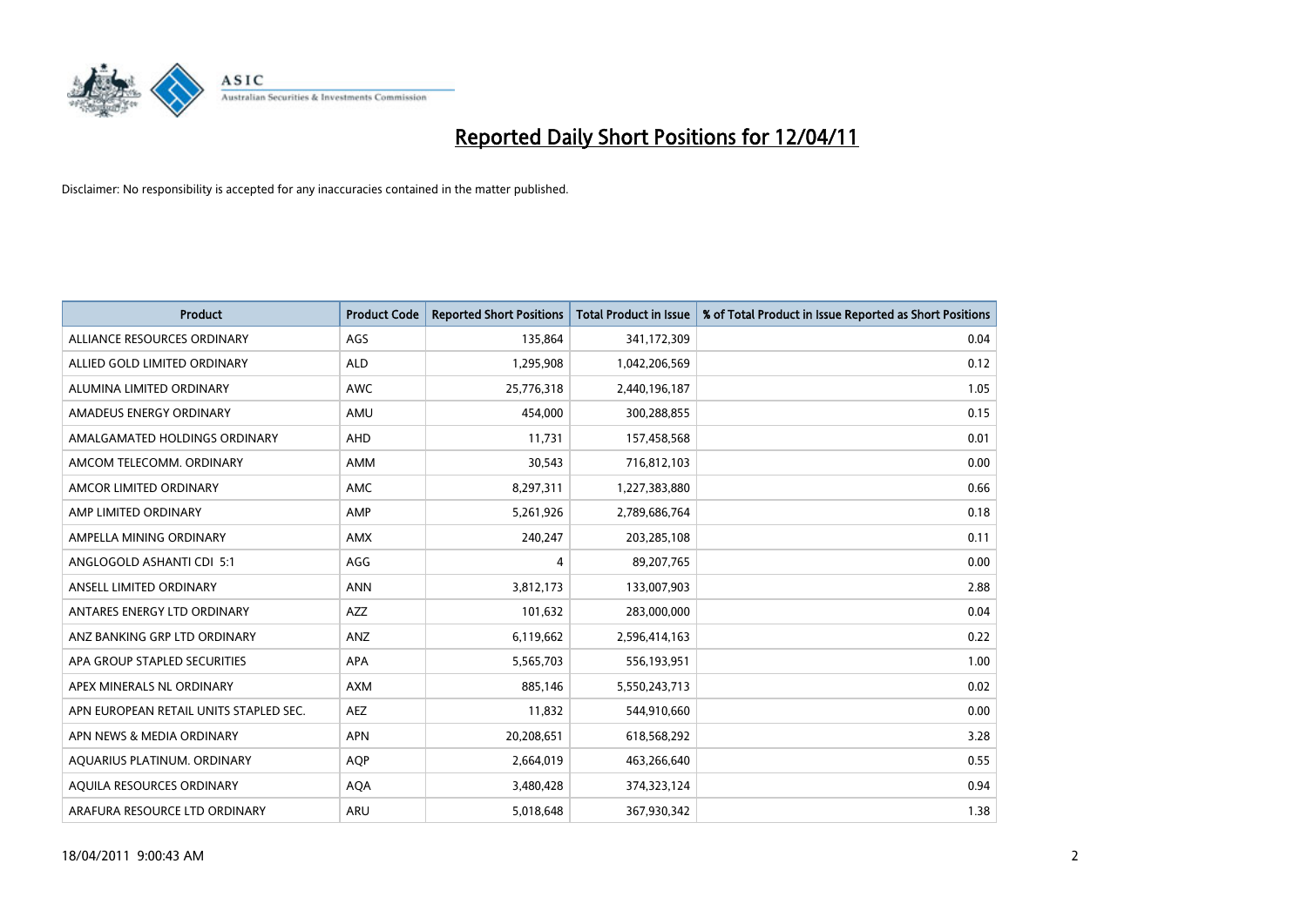# Reported Daily Short Positions for 12/04/11

Disclaimer: No responsibility is accepted for any inaccuracies contained in the matter published.

| Product | Product Code | Reported Short Positions | Total Product in Issue | % of Total Product in Issue Reported as Short Positions |
| --- | --- | --- | --- | --- |
| ALLIANCE RESOURCES ORDINARY | AGS | 135,864 | 341,172,309 | 0.04 |
| ALLIED GOLD LIMITED ORDINARY | ALD | 1,295,908 | 1,042,206,569 | 0.12 |
| ALUMINA LIMITED ORDINARY | AWC | 25,776,318 | 2,440,196,187 | 1.05 |
| AMADEUS ENERGY ORDINARY | AMU | 454,000 | 300,288,855 | 0.15 |
| AMALGAMATED HOLDINGS ORDINARY | AHD | 11,731 | 157,458,568 | 0.01 |
| AMCOM TELECOMM. ORDINARY | AMM | 30,543 | 716,812,103 | 0.00 |
| AMCOR LIMITED ORDINARY | AMC | 8,297,311 | 1,227,383,880 | 0.66 |
| AMP LIMITED ORDINARY | AMP | 5,261,926 | 2,789,686,764 | 0.18 |
| AMPELLA MINING ORDINARY | AMX | 240,247 | 203,285,108 | 0.11 |
| ANGLOGOLD ASHANTI CDI 5:1 | AGG | 4 | 89,207,765 | 0.00 |
| ANSELL LIMITED ORDINARY | ANN | 3,812,173 | 133,007,903 | 2.88 |
| ANTARES ENERGY LTD ORDINARY | AZZ | 101,632 | 283,000,000 | 0.04 |
| ANZ BANKING GRP LTD ORDINARY | ANZ | 6,119,662 | 2,596,414,163 | 0.22 |
| APA GROUP STAPLED SECURITIES | APA | 5,565,703 | 556,193,951 | 1.00 |
| APEX MINERALS NL ORDINARY | AXM | 885,146 | 5,550,243,713 | 0.02 |
| APN EUROPEAN RETAIL UNITS STAPLED SEC. | AEZ | 11,832 | 544,910,660 | 0.00 |
| APN NEWS & MEDIA ORDINARY | APN | 20,208,651 | 618,568,292 | 3.28 |
| AQUARIUS PLATINUM. ORDINARY | AQP | 2,664,019 | 463,266,640 | 0.55 |
| AQUILA RESOURCES ORDINARY | AQA | 3,480,428 | 374,323,124 | 0.94 |
| ARAFURA RESOURCE LTD ORDINARY | ARU | 5,018,648 | 367,930,342 | 1.38 |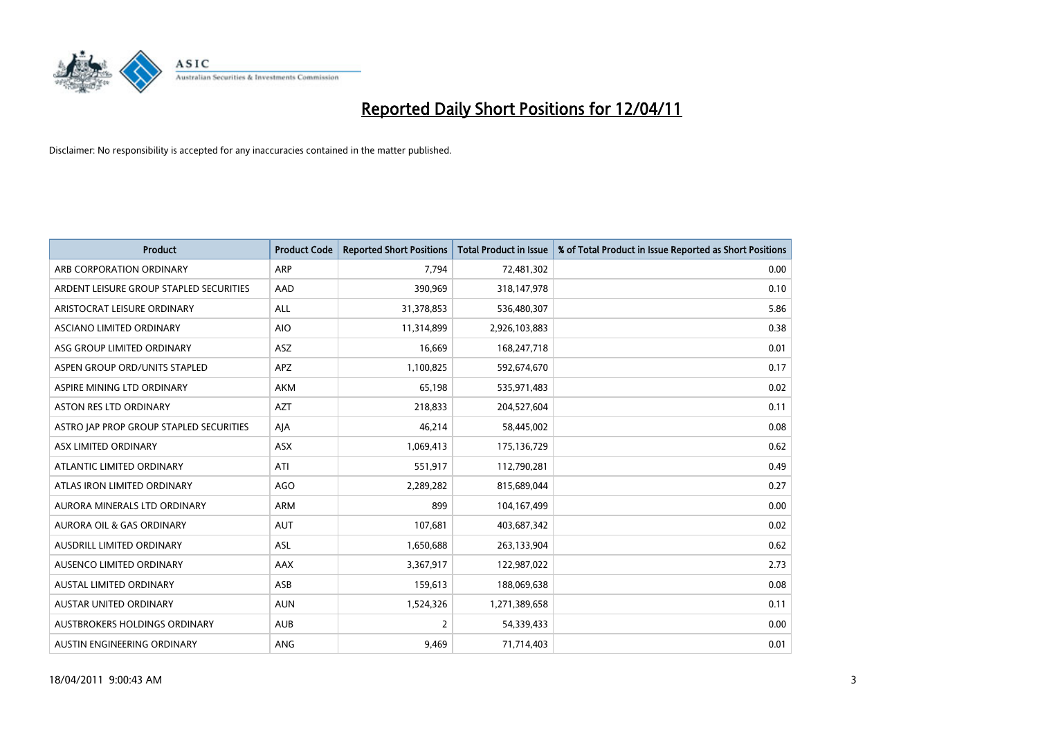# Reported Daily Short Positions for 12/04/11

Disclaimer: No responsibility is accepted for any inaccuracies contained in the matter published.

| Product | Product Code | Reported Short Positions | Total Product in Issue | % of Total Product in Issue Reported as Short Positions |
|---|---|---|---|---|
| ARB CORPORATION ORDINARY | ARP | 7,794 | 72,481,302 | 0.00 |
| ARDENT LEISURE GROUP STAPLED SECURITIES | AAD | 390,969 | 318,147,978 | 0.10 |
| ARISTOCRAT LEISURE ORDINARY | ALL | 31,378,853 | 536,480,307 | 5.86 |
| ASCIANO LIMITED ORDINARY | AIO | 11,314,899 | 2,926,103,883 | 0.38 |
| ASG GROUP LIMITED ORDINARY | ASZ | 16,669 | 168,247,718 | 0.01 |
| ASPEN GROUP ORD/UNITS STAPLED | APZ | 1,100,825 | 592,674,670 | 0.17 |
| ASPIRE MINING LTD ORDINARY | AKM | 65,198 | 535,971,483 | 0.02 |
| ASTON RES LTD ORDINARY | AZT | 218,833 | 204,527,604 | 0.11 |
| ASTRO JAP PROP GROUP STAPLED SECURITIES | AJA | 46,214 | 58,445,002 | 0.08 |
| ASX LIMITED ORDINARY | ASX | 1,069,413 | 175,136,729 | 0.62 |
| ATLANTIC LIMITED ORDINARY | ATI | 551,917 | 112,790,281 | 0.49 |
| ATLAS IRON LIMITED ORDINARY | AGO | 2,289,282 | 815,689,044 | 0.27 |
| AURORA MINERALS LTD ORDINARY | ARM | 899 | 104,167,499 | 0.00 |
| AURORA OIL & GAS ORDINARY | AUT | 107,681 | 403,687,342 | 0.02 |
| AUSDRILL LIMITED ORDINARY | ASL | 1,650,688 | 263,133,904 | 0.62 |
| AUSENCO LIMITED ORDINARY | AAX | 3,367,917 | 122,987,022 | 2.73 |
| AUSTAL LIMITED ORDINARY | ASB | 159,613 | 188,069,638 | 0.08 |
| AUSTAR UNITED ORDINARY | AUN | 1,524,326 | 1,271,389,658 | 0.11 |
| AUSTBROKERS HOLDINGS ORDINARY | AUB | 2 | 54,339,433 | 0.00 |
| AUSTIN ENGINEERING ORDINARY | ANG | 9,469 | 71,714,403 | 0.01 |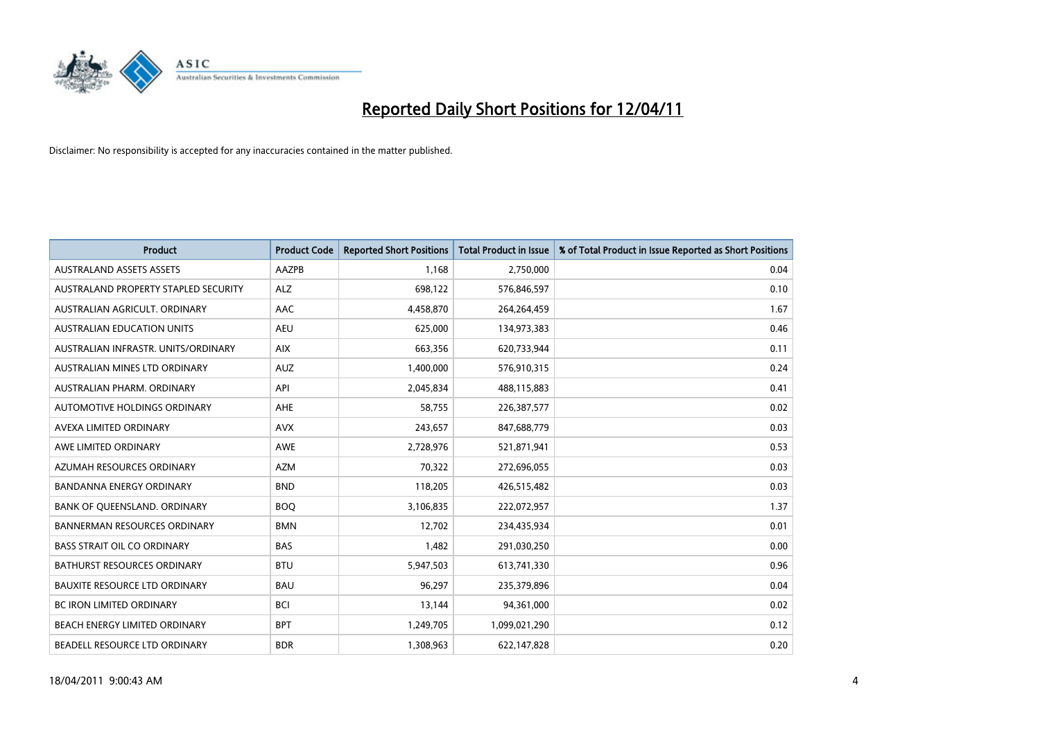# Reported Daily Short Positions for 12/04/11

Disclaimer: No responsibility is accepted for any inaccuracies contained in the matter published.

| Product | Product Code | Reported Short Positions | Total Product in Issue | % of Total Product in Issue Reported as Short Positions |
|---|---|---|---|---|
| AUSTRALAND ASSETS ASSETS | AAZPB | 1,168 | 2,750,000 | 0.04 |
| AUSTRALAND PROPERTY STAPLED SECURITY | ALZ | 698,122 | 576,846,597 | 0.10 |
| AUSTRALIAN AGRICULT. ORDINARY | AAC | 4,458,870 | 264,264,459 | 1.67 |
| AUSTRALIAN EDUCATION UNITS | AEU | 625,000 | 134,973,383 | 0.46 |
| AUSTRALIAN INFRASTR. UNITS/ORDINARY | AIX | 663,356 | 620,733,944 | 0.11 |
| AUSTRALIAN MINES LTD ORDINARY | AUZ | 1,400,000 | 576,910,315 | 0.24 |
| AUSTRALIAN PHARM. ORDINARY | API | 2,045,834 | 488,115,883 | 0.41 |
| AUTOMOTIVE HOLDINGS ORDINARY | AHE | 58,755 | 226,387,577 | 0.02 |
| AVEXA LIMITED ORDINARY | AVX | 243,657 | 847,688,779 | 0.03 |
| AWE LIMITED ORDINARY | AWE | 2,728,976 | 521,871,941 | 0.53 |
| AZUMAH RESOURCES ORDINARY | AZM | 70,322 | 272,696,055 | 0.03 |
| BANDANNA ENERGY ORDINARY | BND | 118,205 | 426,515,482 | 0.03 |
| BANK OF QUEENSLAND. ORDINARY | BOQ | 3,106,835 | 222,072,957 | 1.37 |
| BANNERMAN RESOURCES ORDINARY | BMN | 12,702 | 234,435,934 | 0.01 |
| BASS STRAIT OIL CO ORDINARY | BAS | 1,482 | 291,030,250 | 0.00 |
| BATHURST RESOURCES ORDINARY | BTU | 5,947,503 | 613,741,330 | 0.96 |
| BAUXITE RESOURCE LTD ORDINARY | BAU | 96,297 | 235,379,896 | 0.04 |
| BC IRON LIMITED ORDINARY | BCI | 13,144 | 94,361,000 | 0.02 |
| BEACH ENERGY LIMITED ORDINARY | BPT | 1,249,705 | 1,099,021,290 | 0.12 |
| BEADELL RESOURCE LTD ORDINARY | BDR | 1,308,963 | 622,147,828 | 0.20 |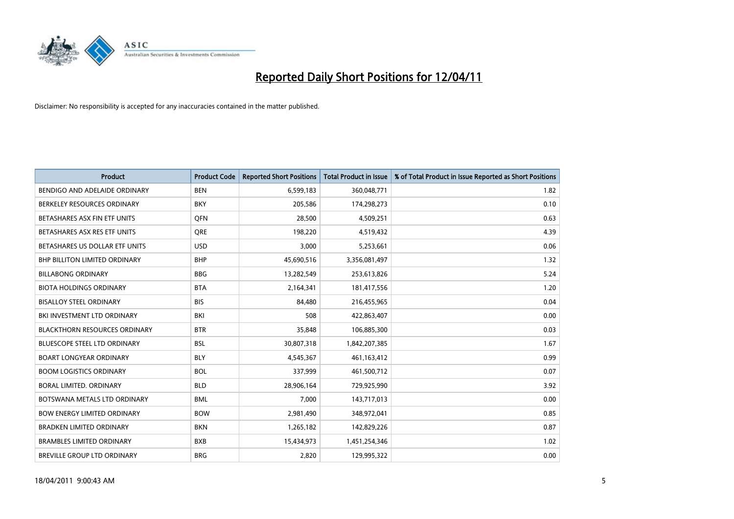# Reported Daily Short Positions for 12/04/11

Disclaimer: No responsibility is accepted for any inaccuracies contained in the matter published.

| Product | Product Code | Reported Short Positions | Total Product in Issue | % of Total Product in Issue Reported as Short Positions |
|---|---|---|---|---|
| BENDIGO AND ADELAIDE ORDINARY | BEN | 6,599,183 | 360,048,771 | 1.82 |
| BERKELEY RESOURCES ORDINARY | BKY | 205,586 | 174,298,273 | 0.10 |
| BETASHARES ASX FIN ETF UNITS | QFN | 28,500 | 4,509,251 | 0.63 |
| BETASHARES ASX RES ETF UNITS | QRE | 198,220 | 4,519,432 | 4.39 |
| BETASHARES US DOLLAR ETF UNITS | USD | 3,000 | 5,253,661 | 0.06 |
| BHP BILLITON LIMITED ORDINARY | BHP | 45,690,516 | 3,356,081,497 | 1.32 |
| BILLABONG ORDINARY | BBG | 13,282,549 | 253,613,826 | 5.24 |
| BIOTA HOLDINGS ORDINARY | BTA | 2,164,341 | 181,417,556 | 1.20 |
| BISALLOY STEEL ORDINARY | BIS | 84,480 | 216,455,965 | 0.04 |
| BKI INVESTMENT LTD ORDINARY | BKI | 508 | 422,863,407 | 0.00 |
| BLACKTHORN RESOURCES ORDINARY | BTR | 35,848 | 106,885,300 | 0.03 |
| BLUESCOPE STEEL LTD ORDINARY | BSL | 30,807,318 | 1,842,207,385 | 1.67 |
| BOART LONGYEAR ORDINARY | BLY | 4,545,367 | 461,163,412 | 0.99 |
| BOOM LOGISTICS ORDINARY | BOL | 337,999 | 461,500,712 | 0.07 |
| BORAL LIMITED. ORDINARY | BLD | 28,906,164 | 729,925,990 | 3.92 |
| BOTSWANA METALS LTD ORDINARY | BML | 7,000 | 143,717,013 | 0.00 |
| BOW ENERGY LIMITED ORDINARY | BOW | 2,981,490 | 348,972,041 | 0.85 |
| BRADKEN LIMITED ORDINARY | BKN | 1,265,182 | 142,829,226 | 0.87 |
| BRAMBLES LIMITED ORDINARY | BXB | 15,434,973 | 1,451,254,346 | 1.02 |
| BREVILLE GROUP LTD ORDINARY | BRG | 2,820 | 129,995,322 | 0.00 |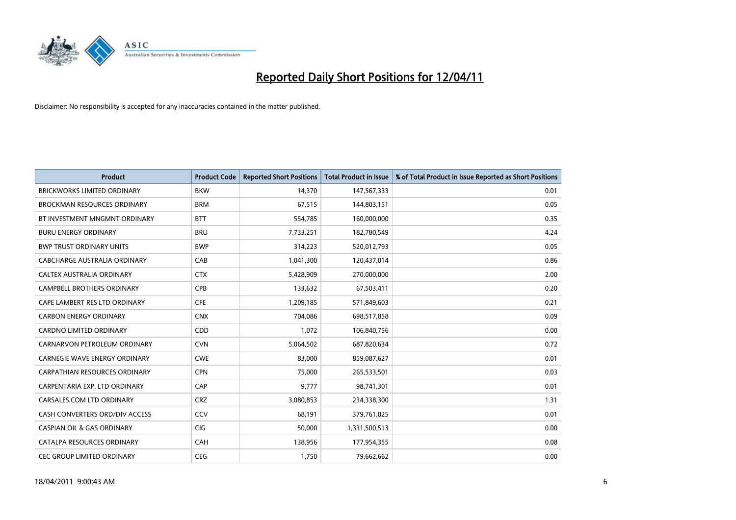# Reported Daily Short Positions for 12/04/11

Disclaimer: No responsibility is accepted for any inaccuracies contained in the matter published.

| Product | Product Code | Reported Short Positions | Total Product in Issue | % of Total Product in Issue Reported as Short Positions |
|---|---|---|---|---|
| BRICKWORKS LIMITED ORDINARY | BKW | 14,370 | 147,567,333 | 0.01 |
| BROCKMAN RESOURCES ORDINARY | BRM | 67,515 | 144,803,151 | 0.05 |
| BT INVESTMENT MNGMNT ORDINARY | BTT | 554,785 | 160,000,000 | 0.35 |
| BURU ENERGY ORDINARY | BRU | 7,733,251 | 182,780,549 | 4.24 |
| BWP TRUST ORDINARY UNITS | BWP | 314,223 | 520,012,793 | 0.05 |
| CABCHARGE AUSTRALIA ORDINARY | CAB | 1,041,300 | 120,437,014 | 0.86 |
| CALTEX AUSTRALIA ORDINARY | CTX | 5,428,909 | 270,000,000 | 2.00 |
| CAMPBELL BROTHERS ORDINARY | CPB | 133,632 | 67,503,411 | 0.20 |
| CAPE LAMBERT RES LTD ORDINARY | CFE | 1,209,185 | 571,849,603 | 0.21 |
| CARBON ENERGY ORDINARY | CNX | 704,086 | 698,517,858 | 0.09 |
| CARDNO LIMITED ORDINARY | CDD | 1,072 | 106,840,756 | 0.00 |
| CARNARVON PETROLEUM ORDINARY | CVN | 5,064,502 | 687,820,634 | 0.72 |
| CARNEGIE WAVE ENERGY ORDINARY | CWE | 83,000 | 859,087,627 | 0.01 |
| CARPATHIAN RESOURCES ORDINARY | CPN | 75,000 | 265,533,501 | 0.03 |
| CARPENTARIA EXP. LTD ORDINARY | CAP | 9,777 | 98,741,301 | 0.01 |
| CARSALES.COM LTD ORDINARY | CRZ | 3,080,853 | 234,338,300 | 1.31 |
| CASH CONVERTERS ORD/DIV ACCESS | CCV | 68,191 | 379,761,025 | 0.01 |
| CASPIAN OIL & GAS ORDINARY | CIG | 50,000 | 1,331,500,513 | 0.00 |
| CATALPA RESOURCES ORDINARY | CAH | 138,956 | 177,954,355 | 0.08 |
| CEC GROUP LIMITED ORDINARY | CEG | 1,750 | 79,662,662 | 0.00 |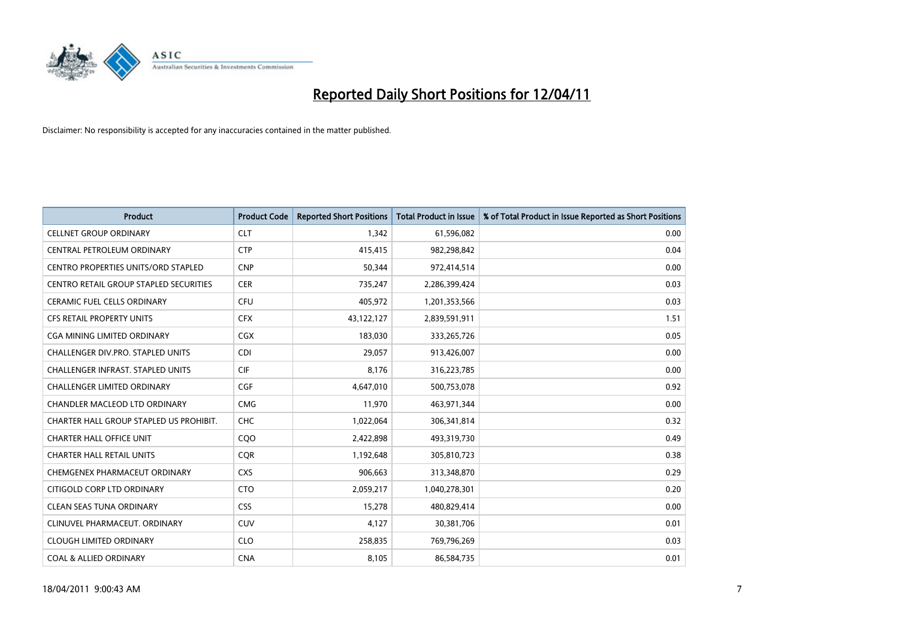# Reported Daily Short Positions for 12/04/11

Disclaimer: No responsibility is accepted for any inaccuracies contained in the matter published.

| Product | Product Code | Reported Short Positions | Total Product in Issue | % of Total Product in Issue Reported as Short Positions |
|---|---|---|---|---|
| CELLNET GROUP ORDINARY | CLT | 1,342 | 61,596,082 | 0.00 |
| CENTRAL PETROLEUM ORDINARY | CTP | 415,415 | 982,298,842 | 0.04 |
| CENTRO PROPERTIES UNITS/ORD STAPLED | CNP | 50,344 | 972,414,514 | 0.00 |
| CENTRO RETAIL GROUP STAPLED SECURITIES | CER | 735,247 | 2,286,399,424 | 0.03 |
| CERAMIC FUEL CELLS ORDINARY | CFU | 405,972 | 1,201,353,566 | 0.03 |
| CFS RETAIL PROPERTY UNITS | CFX | 43,122,127 | 2,839,591,911 | 1.51 |
| CGA MINING LIMITED ORDINARY | CGX | 183,030 | 333,265,726 | 0.05 |
| CHALLENGER DIV.PRO. STAPLED UNITS | CDI | 29,057 | 913,426,007 | 0.00 |
| CHALLENGER INFRAST. STAPLED UNITS | CIF | 8,176 | 316,223,785 | 0.00 |
| CHALLENGER LIMITED ORDINARY | CGF | 4,647,010 | 500,753,078 | 0.92 |
| CHANDLER MACLEOD LTD ORDINARY | CMG | 11,970 | 463,971,344 | 0.00 |
| CHARTER HALL GROUP STAPLED US PROHIBIT. | CHC | 1,022,064 | 306,341,814 | 0.32 |
| CHARTER HALL OFFICE UNIT | CQO | 2,422,898 | 493,319,730 | 0.49 |
| CHARTER HALL RETAIL UNITS | CQR | 1,192,648 | 305,810,723 | 0.38 |
| CHEMGENEX PHARMACEUT ORDINARY | CXS | 906,663 | 313,348,870 | 0.29 |
| CITIGOLD CORP LTD ORDINARY | CTO | 2,059,217 | 1,040,278,301 | 0.20 |
| CLEAN SEAS TUNA ORDINARY | CSS | 15,278 | 480,829,414 | 0.00 |
| CLINUVEL PHARMACEUT. ORDINARY | CUV | 4,127 | 30,381,706 | 0.01 |
| CLOUGH LIMITED ORDINARY | CLO | 258,835 | 769,796,269 | 0.03 |
| COAL & ALLIED ORDINARY | CNA | 8,105 | 86,584,735 | 0.01 |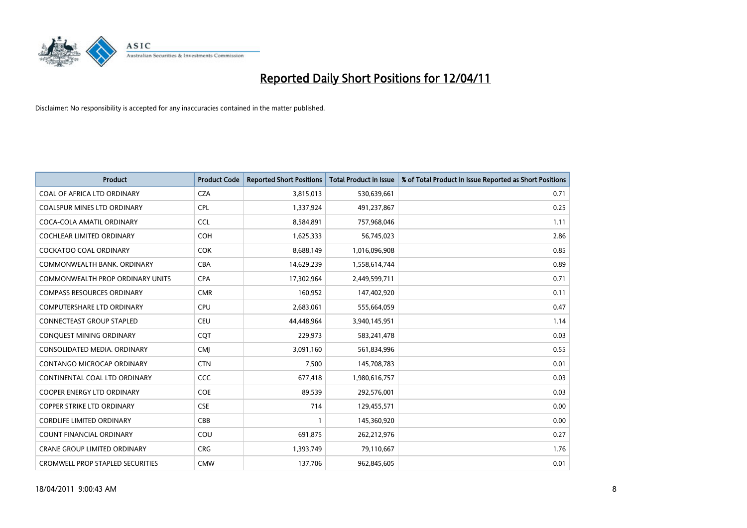# Reported Daily Short Positions for 12/04/11

Disclaimer: No responsibility is accepted for any inaccuracies contained in the matter published.

| Product | Product Code | Reported Short Positions | Total Product in Issue | % of Total Product in Issue Reported as Short Positions |
|---|---|---|---|---|
| COAL OF AFRICA LTD ORDINARY | CZA | 3,815,013 | 530,639,661 | 0.71 |
| COALSPUR MINES LTD ORDINARY | CPL | 1,337,924 | 491,237,867 | 0.25 |
| COCA-COLA AMATIL ORDINARY | CCL | 8,584,891 | 757,968,046 | 1.11 |
| COCHLEAR LIMITED ORDINARY | COH | 1,625,333 | 56,745,023 | 2.86 |
| COCKATOO COAL ORDINARY | COK | 8,688,149 | 1,016,096,908 | 0.85 |
| COMMONWEALTH BANK. ORDINARY | CBA | 14,629,239 | 1,558,614,744 | 0.89 |
| COMMONWEALTH PROP ORDINARY UNITS | CPA | 17,302,964 | 2,449,599,711 | 0.71 |
| COMPASS RESOURCES ORDINARY | CMR | 160,952 | 147,402,920 | 0.11 |
| COMPUTERSHARE LTD ORDINARY | CPU | 2,683,061 | 555,664,059 | 0.47 |
| CONNECTEAST GROUP STAPLED | CEU | 44,448,964 | 3,940,145,951 | 1.14 |
| CONQUEST MINING ORDINARY | CQT | 229,973 | 583,241,478 | 0.03 |
| CONSOLIDATED MEDIA. ORDINARY | CMJ | 3,091,160 | 561,834,996 | 0.55 |
| CONTANGO MICROCAP ORDINARY | CTN | 7,500 | 145,708,783 | 0.01 |
| CONTINENTAL COAL LTD ORDINARY | CCC | 677,418 | 1,980,616,757 | 0.03 |
| COOPER ENERGY LTD ORDINARY | COE | 89,539 | 292,576,001 | 0.03 |
| COPPER STRIKE LTD ORDINARY | CSE | 714 | 129,455,571 | 0.00 |
| CORDLIFE LIMITED ORDINARY | CBB | 1 | 145,360,920 | 0.00 |
| COUNT FINANCIAL ORDINARY | COU | 691,875 | 262,212,976 | 0.27 |
| CRANE GROUP LIMITED ORDINARY | CRG | 1,393,749 | 79,110,667 | 1.76 |
| CROMWELL PROP STAPLED SECURITIES | CMW | 137,706 | 962,845,605 | 0.01 |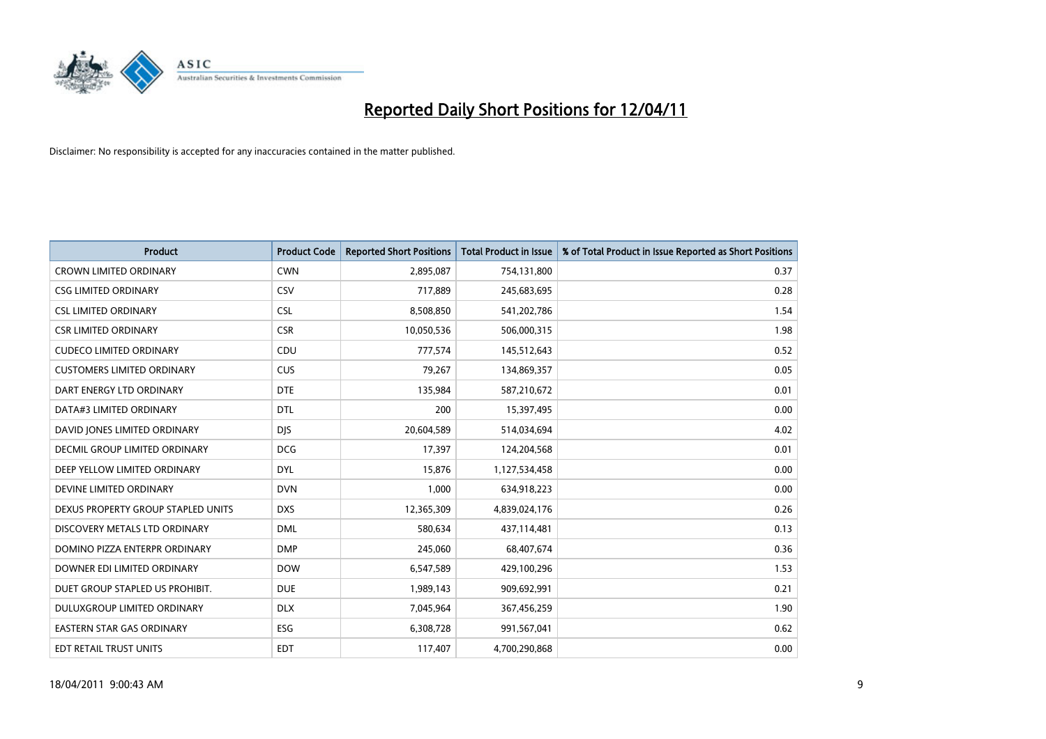# Reported Daily Short Positions for 12/04/11

Disclaimer: No responsibility is accepted for any inaccuracies contained in the matter published.

| Product | Product Code | Reported Short Positions | Total Product in Issue | % of Total Product in Issue Reported as Short Positions |
|---|---|---|---|---|
| CROWN LIMITED ORDINARY | CWN | 2,895,087 | 754,131,800 | 0.37 |
| CSG LIMITED ORDINARY | CSV | 717,889 | 245,683,695 | 0.28 |
| CSL LIMITED ORDINARY | CSL | 8,508,850 | 541,202,786 | 1.54 |
| CSR LIMITED ORDINARY | CSR | 10,050,536 | 506,000,315 | 1.98 |
| CUDECO LIMITED ORDINARY | CDU | 777,574 | 145,512,643 | 0.52 |
| CUSTOMERS LIMITED ORDINARY | CUS | 79,267 | 134,869,357 | 0.05 |
| DART ENERGY LTD ORDINARY | DTE | 135,984 | 587,210,672 | 0.01 |
| DATA#3 LIMITED ORDINARY | DTL | 200 | 15,397,495 | 0.00 |
| DAVID JONES LIMITED ORDINARY | DJS | 20,604,589 | 514,034,694 | 4.02 |
| DECMIL GROUP LIMITED ORDINARY | DCG | 17,397 | 124,204,568 | 0.01 |
| DEEP YELLOW LIMITED ORDINARY | DYL | 15,876 | 1,127,534,458 | 0.00 |
| DEVINE LIMITED ORDINARY | DVN | 1,000 | 634,918,223 | 0.00 |
| DEXUS PROPERTY GROUP STAPLED UNITS | DXS | 12,365,309 | 4,839,024,176 | 0.26 |
| DISCOVERY METALS LTD ORDINARY | DML | 580,634 | 437,114,481 | 0.13 |
| DOMINO PIZZA ENTERPR ORDINARY | DMP | 245,060 | 68,407,674 | 0.36 |
| DOWNER EDI LIMITED ORDINARY | DOW | 6,547,589 | 429,100,296 | 1.53 |
| DUET GROUP STAPLED US PROHIBIT. | DUE | 1,989,143 | 909,692,991 | 0.21 |
| DULUXGROUP LIMITED ORDINARY | DLX | 7,045,964 | 367,456,259 | 1.90 |
| EASTERN STAR GAS ORDINARY | ESG | 6,308,728 | 991,567,041 | 0.62 |
| EDT RETAIL TRUST UNITS | EDT | 117,407 | 4,700,290,868 | 0.00 |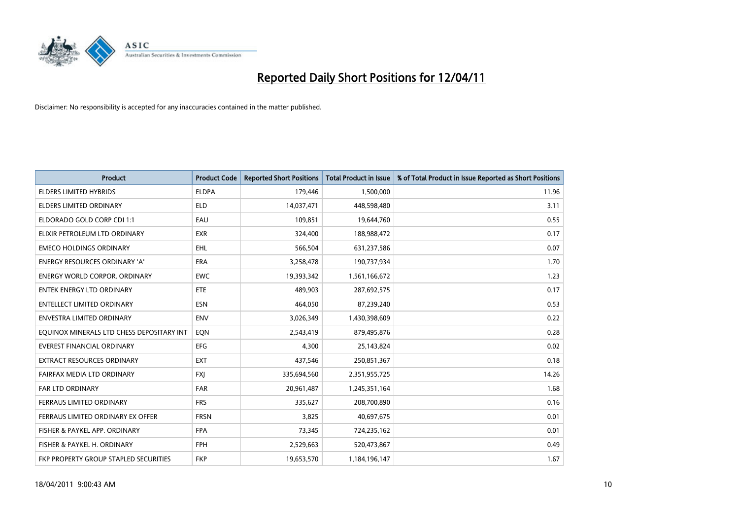# Reported Daily Short Positions for 12/04/11

Disclaimer: No responsibility is accepted for any inaccuracies contained in the matter published.

| Product | Product Code | Reported Short Positions | Total Product in Issue | % of Total Product in Issue Reported as Short Positions |
|---|---|---|---|---|
| ELDERS LIMITED HYBRIDS | ELDPA | 179,446 | 1,500,000 | 11.96 |
| ELDERS LIMITED ORDINARY | ELD | 14,037,471 | 448,598,480 | 3.11 |
| ELDORADO GOLD CORP CDI 1:1 | EAU | 109,851 | 19,644,760 | 0.55 |
| ELIXIR PETROLEUM LTD ORDINARY | EXR | 324,400 | 188,988,472 | 0.17 |
| EMECO HOLDINGS ORDINARY | EHL | 566,504 | 631,237,586 | 0.07 |
| ENERGY RESOURCES ORDINARY 'A' | ERA | 3,258,478 | 190,737,934 | 1.70 |
| ENERGY WORLD CORPOR. ORDINARY | EWC | 19,393,342 | 1,561,166,672 | 1.23 |
| ENTEK ENERGY LTD ORDINARY | ETE | 489,903 | 287,692,575 | 0.17 |
| ENTELLECT LIMITED ORDINARY | ESN | 464,050 | 87,239,240 | 0.53 |
| ENVESTRA LIMITED ORDINARY | ENV | 3,026,349 | 1,430,398,609 | 0.22 |
| EQUINOX MINERALS LTD CHESS DEPOSITARY INT | EQN | 2,543,419 | 879,495,876 | 0.28 |
| EVEREST FINANCIAL ORDINARY | EFG | 4,300 | 25,143,824 | 0.02 |
| EXTRACT RESOURCES ORDINARY | EXT | 437,546 | 250,851,367 | 0.18 |
| FAIRFAX MEDIA LTD ORDINARY | FXJ | 335,694,560 | 2,351,955,725 | 14.26 |
| FAR LTD ORDINARY | FAR | 20,961,487 | 1,245,351,164 | 1.68 |
| FERRAUS LIMITED ORDINARY | FRS | 335,627 | 208,700,890 | 0.16 |
| FERRAUS LIMITED ORDINARY EX OFFER | FRSN | 3,825 | 40,697,675 | 0.01 |
| FISHER & PAYKEL APP. ORDINARY | FPA | 73,345 | 724,235,162 | 0.01 |
| FISHER & PAYKEL H. ORDINARY | FPH | 2,529,663 | 520,473,867 | 0.49 |
| FKP PROPERTY GROUP STAPLED SECURITIES | FKP | 19,653,570 | 1,184,196,147 | 1.67 |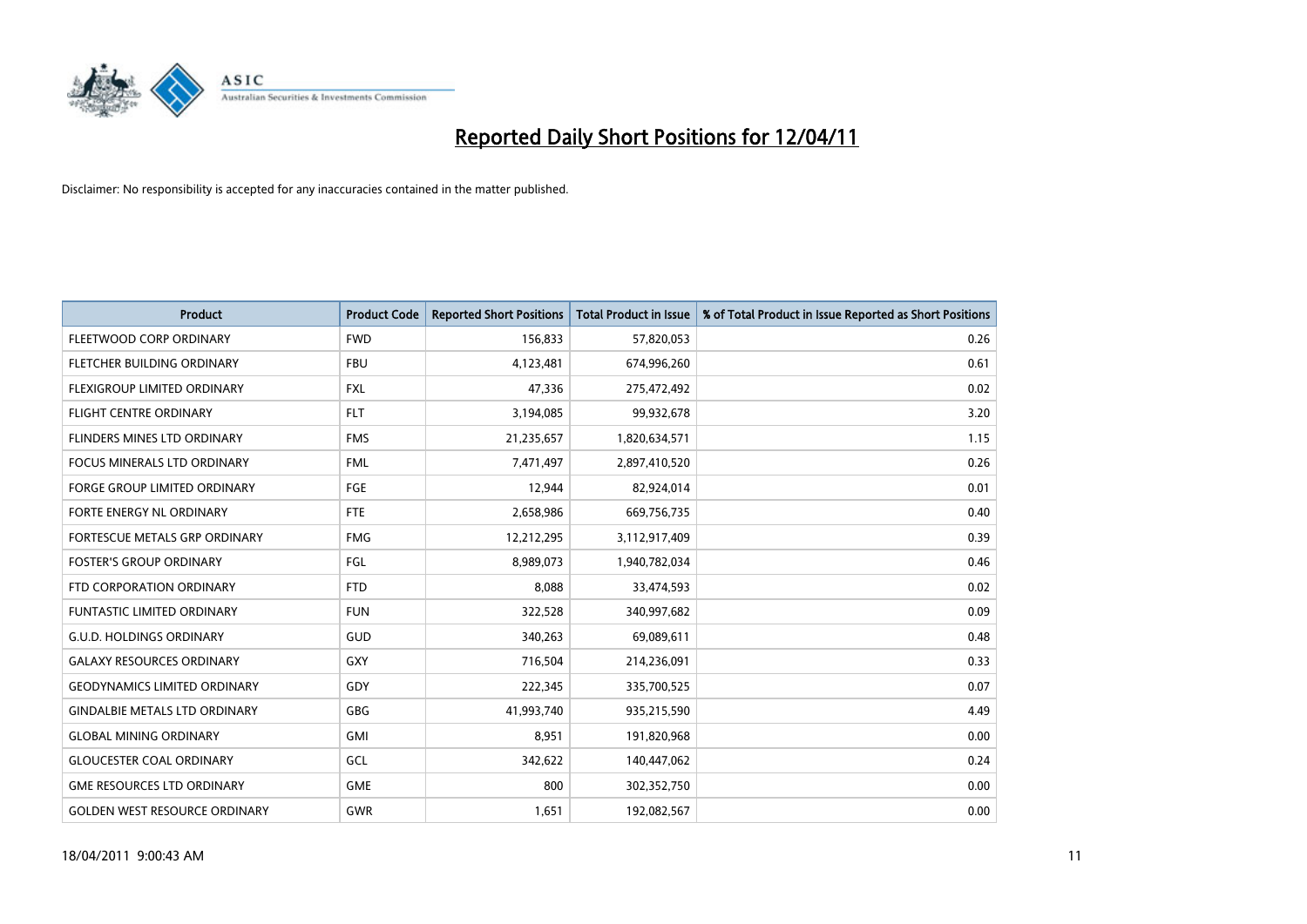# Reported Daily Short Positions for 12/04/11

Disclaimer: No responsibility is accepted for any inaccuracies contained in the matter published.

| Product | Product Code | Reported Short Positions | Total Product in Issue | % of Total Product in Issue Reported as Short Positions |
|---|---|---|---|---|
| FLEETWOOD CORP ORDINARY | FWD | 156,833 | 57,820,053 | 0.26 |
| FLETCHER BUILDING ORDINARY | FBU | 4,123,481 | 674,996,260 | 0.61 |
| FLEXIGROUP LIMITED ORDINARY | FXL | 47,336 | 275,472,492 | 0.02 |
| FLIGHT CENTRE ORDINARY | FLT | 3,194,085 | 99,932,678 | 3.20 |
| FLINDERS MINES LTD ORDINARY | FMS | 21,235,657 | 1,820,634,571 | 1.15 |
| FOCUS MINERALS LTD ORDINARY | FML | 7,471,497 | 2,897,410,520 | 0.26 |
| FORGE GROUP LIMITED ORDINARY | FGE | 12,944 | 82,924,014 | 0.01 |
| FORTE ENERGY NL ORDINARY | FTE | 2,658,986 | 669,756,735 | 0.40 |
| FORTESCUE METALS GRP ORDINARY | FMG | 12,212,295 | 3,112,917,409 | 0.39 |
| FOSTER'S GROUP ORDINARY | FGL | 8,989,073 | 1,940,782,034 | 0.46 |
| FTD CORPORATION ORDINARY | FTD | 8,088 | 33,474,593 | 0.02 |
| FUNTASTIC LIMITED ORDINARY | FUN | 322,528 | 340,997,682 | 0.09 |
| G.U.D. HOLDINGS ORDINARY | GUD | 340,263 | 69,089,611 | 0.48 |
| GALAXY RESOURCES ORDINARY | GXY | 716,504 | 214,236,091 | 0.33 |
| GEODYNAMICS LIMITED ORDINARY | GDY | 222,345 | 335,700,525 | 0.07 |
| GINDALBIE METALS LTD ORDINARY | GBG | 41,993,740 | 935,215,590 | 4.49 |
| GLOBAL MINING ORDINARY | GMI | 8,951 | 191,820,968 | 0.00 |
| GLOUCESTER COAL ORDINARY | GCL | 342,622 | 140,447,062 | 0.24 |
| GME RESOURCES LTD ORDINARY | GME | 800 | 302,352,750 | 0.00 |
| GOLDEN WEST RESOURCE ORDINARY | GWR | 1,651 | 192,082,567 | 0.00 |

18/04/2011 9:00:43 AM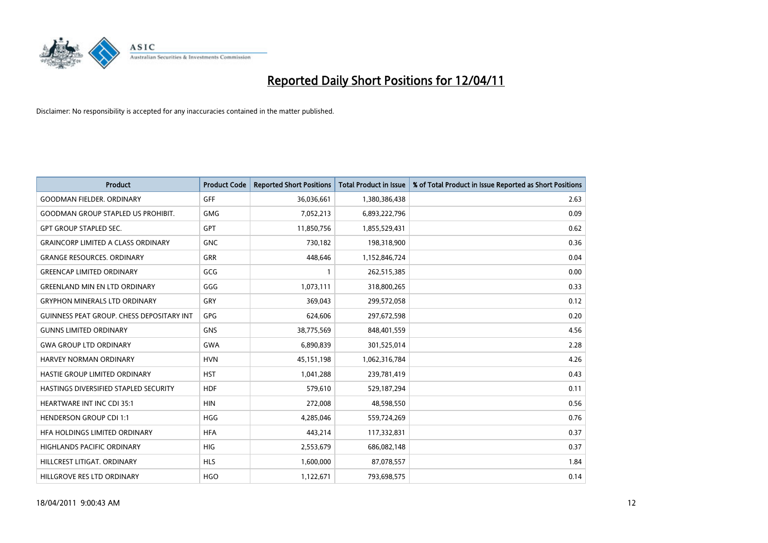# Reported Daily Short Positions for 12/04/11

Disclaimer: No responsibility is accepted for any inaccuracies contained in the matter published.

| Product | Product Code | Reported Short Positions | Total Product in Issue | % of Total Product in Issue Reported as Short Positions |
|---|---|---|---|---|
| GOODMAN FIELDER. ORDINARY | GFF | 36,036,661 | 1,380,386,438 | 2.63 |
| GOODMAN GROUP STAPLED US PROHIBIT. | GMG | 7,052,213 | 6,893,222,796 | 0.09 |
| GPT GROUP STAPLED SEC. | GPT | 11,850,756 | 1,855,529,431 | 0.62 |
| GRAINCORP LIMITED A CLASS ORDINARY | GNC | 730,182 | 198,318,900 | 0.36 |
| GRANGE RESOURCES. ORDINARY | GRR | 448,646 | 1,152,846,724 | 0.04 |
| GREENCAP LIMITED ORDINARY | GCG | 1 | 262,515,385 | 0.00 |
| GREENLAND MIN EN LTD ORDINARY | GGG | 1,073,111 | 318,800,265 | 0.33 |
| GRYPHON MINERALS LTD ORDINARY | GRY | 369,043 | 299,572,058 | 0.12 |
| GUINNESS PEAT GROUP. CHESS DEPOSITARY INT | GPG | 624,606 | 297,672,598 | 0.20 |
| GUNNS LIMITED ORDINARY | GNS | 38,775,569 | 848,401,559 | 4.56 |
| GWA GROUP LTD ORDINARY | GWA | 6,890,839 | 301,525,014 | 2.28 |
| HARVEY NORMAN ORDINARY | HVN | 45,151,198 | 1,062,316,784 | 4.26 |
| HASTIE GROUP LIMITED ORDINARY | HST | 1,041,288 | 239,781,419 | 0.43 |
| HASTINGS DIVERSIFIED STAPLED SECURITY | HDF | 579,610 | 529,187,294 | 0.11 |
| HEARTWARE INT INC CDI 35:1 | HIN | 272,008 | 48,598,550 | 0.56 |
| HENDERSON GROUP CDI 1:1 | HGG | 4,285,046 | 559,724,269 | 0.76 |
| HFA HOLDINGS LIMITED ORDINARY | HFA | 443,214 | 117,332,831 | 0.37 |
| HIGHLANDS PACIFIC ORDINARY | HIG | 2,553,679 | 686,082,148 | 0.37 |
| HILLCREST LITIGAT. ORDINARY | HLS | 1,600,000 | 87,078,557 | 1.84 |
| HILLGROVE RES LTD ORDINARY | HGO | 1,122,671 | 793,698,575 | 0.14 |

18/04/2011 9:00:43 AM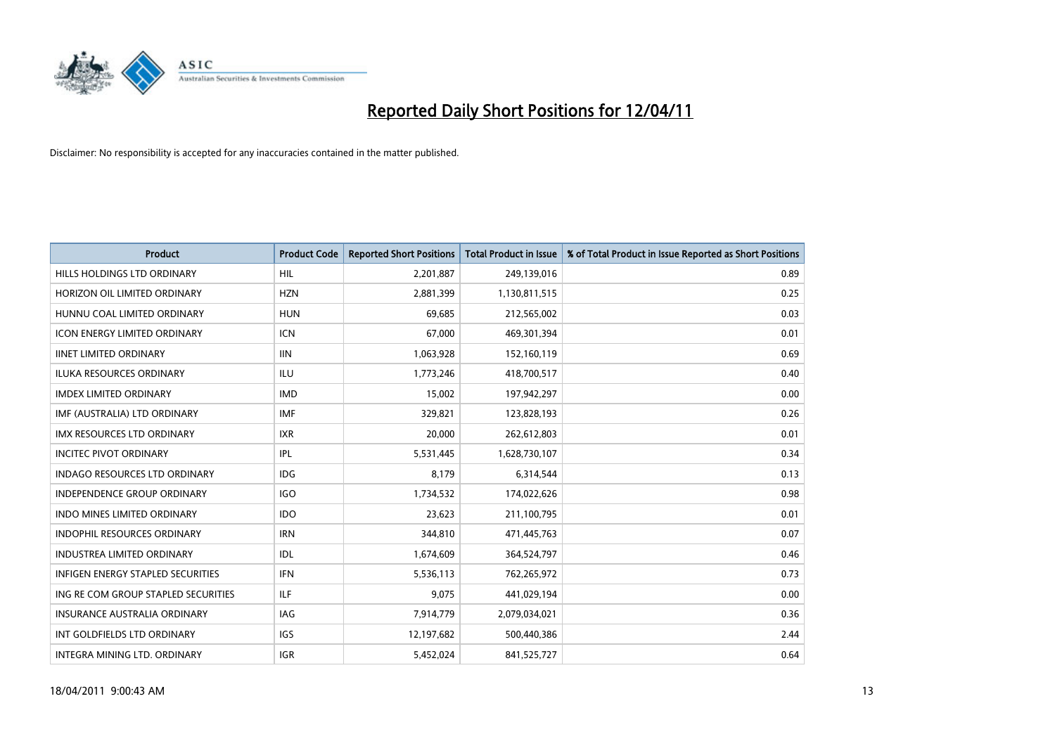# Reported Daily Short Positions for 12/04/11

Disclaimer: No responsibility is accepted for any inaccuracies contained in the matter published.

| Product | Product Code | Reported Short Positions | Total Product in Issue | % of Total Product in Issue Reported as Short Positions |
|---|---|---|---|---|
| HILLS HOLDINGS LTD ORDINARY | HIL | 2,201,887 | 249,139,016 | 0.89 |
| HORIZON OIL LIMITED ORDINARY | HZN | 2,881,399 | 1,130,811,515 | 0.25 |
| HUNNU COAL LIMITED ORDINARY | HUN | 69,685 | 212,565,002 | 0.03 |
| ICON ENERGY LIMITED ORDINARY | ICN | 67,000 | 469,301,394 | 0.01 |
| IINET LIMITED ORDINARY | IIN | 1,063,928 | 152,160,119 | 0.69 |
| ILUKA RESOURCES ORDINARY | ILU | 1,773,246 | 418,700,517 | 0.40 |
| IMDEX LIMITED ORDINARY | IMD | 15,002 | 197,942,297 | 0.00 |
| IMF (AUSTRALIA) LTD ORDINARY | IMF | 329,821 | 123,828,193 | 0.26 |
| IMX RESOURCES LTD ORDINARY | IXR | 20,000 | 262,612,803 | 0.01 |
| INCITEC PIVOT ORDINARY | IPL | 5,531,445 | 1,628,730,107 | 0.34 |
| INDAGO RESOURCES LTD ORDINARY | IDG | 8,179 | 6,314,544 | 0.13 |
| INDEPENDENCE GROUP ORDINARY | IGO | 1,734,532 | 174,022,626 | 0.98 |
| INDO MINES LIMITED ORDINARY | IDO | 23,623 | 211,100,795 | 0.01 |
| INDOPHIL RESOURCES ORDINARY | IRN | 344,810 | 471,445,763 | 0.07 |
| INDUSTREA LIMITED ORDINARY | IDL | 1,674,609 | 364,524,797 | 0.46 |
| INFIGEN ENERGY STAPLED SECURITIES | IFN | 5,536,113 | 762,265,972 | 0.73 |
| ING RE COM GROUP STAPLED SECURITIES | ILF | 9,075 | 441,029,194 | 0.00 |
| INSURANCE AUSTRALIA ORDINARY | IAG | 7,914,779 | 2,079,034,021 | 0.36 |
| INT GOLDFIELDS LTD ORDINARY | IGS | 12,197,682 | 500,440,386 | 2.44 |
| INTEGRA MINING LTD. ORDINARY | IGR | 5,452,024 | 841,525,727 | 0.64 |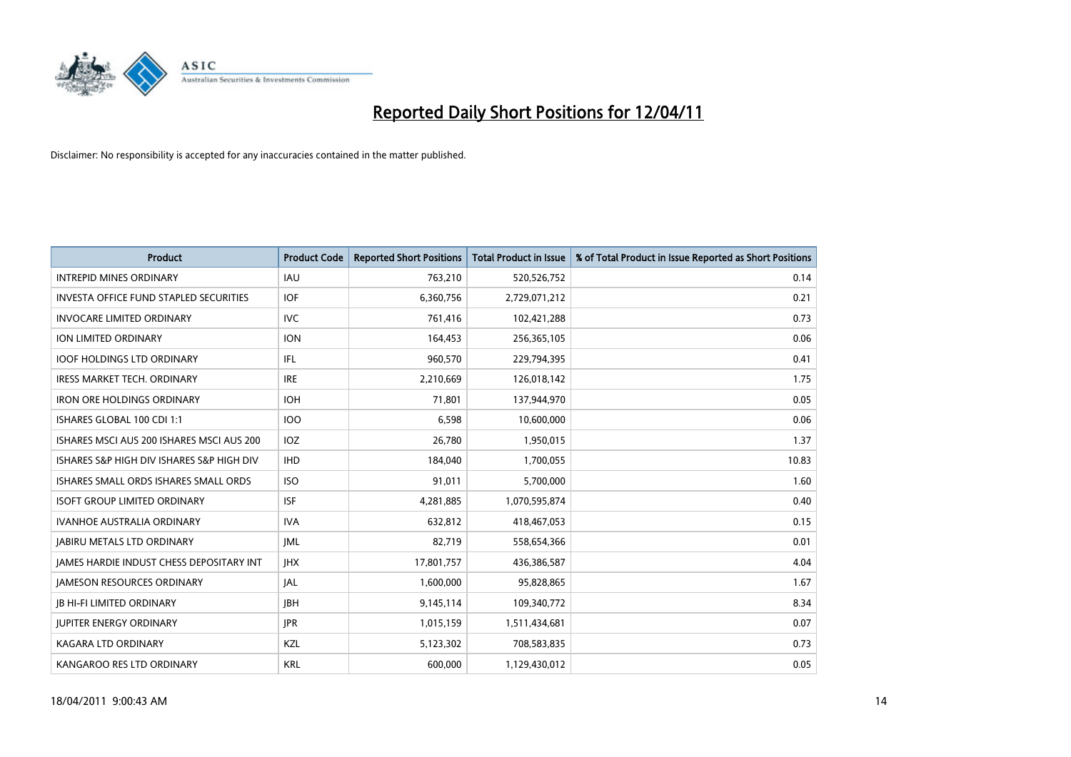# Reported Daily Short Positions for 12/04/11

Disclaimer: No responsibility is accepted for any inaccuracies contained in the matter published.

| Product | Product Code | Reported Short Positions | Total Product in Issue | % of Total Product in Issue Reported as Short Positions |
|---|---|---|---|---|
| INTREPID MINES ORDINARY | IAU | 763,210 | 520,526,752 | 0.14 |
| INVESTA OFFICE FUND STAPLED SECURITIES | IOF | 6,360,756 | 2,729,071,212 | 0.21 |
| INVOCARE LIMITED ORDINARY | IVC | 761,416 | 102,421,288 | 0.73 |
| ION LIMITED ORDINARY | ION | 164,453 | 256,365,105 | 0.06 |
| IOOF HOLDINGS LTD ORDINARY | IFL | 960,570 | 229,794,395 | 0.41 |
| IRESS MARKET TECH. ORDINARY | IRE | 2,210,669 | 126,018,142 | 1.75 |
| IRON ORE HOLDINGS ORDINARY | IOH | 71,801 | 137,944,970 | 0.05 |
| ISHARES GLOBAL 100 CDI 1:1 | IOO | 6,598 | 10,600,000 | 0.06 |
| ISHARES MSCI AUS 200 ISHARES MSCI AUS 200 | IOZ | 26,780 | 1,950,015 | 1.37 |
| ISHARES S&P HIGH DIV ISHARES S&P HIGH DIV | IHD | 184,040 | 1,700,055 | 10.83 |
| ISHARES SMALL ORDS ISHARES SMALL ORDS | ISO | 91,011 | 5,700,000 | 1.60 |
| ISOFT GROUP LIMITED ORDINARY | ISF | 4,281,885 | 1,070,595,874 | 0.40 |
| IVANHOE AUSTRALIA ORDINARY | IVA | 632,812 | 418,467,053 | 0.15 |
| JABIRU METALS LTD ORDINARY | JML | 82,719 | 558,654,366 | 0.01 |
| JAMES HARDIE INDUST CHESS DEPOSITARY INT | JHX | 17,801,757 | 436,386,587 | 4.04 |
| JAMESON RESOURCES ORDINARY | JAL | 1,600,000 | 95,828,865 | 1.67 |
| JB HI-FI LIMITED ORDINARY | JBH | 9,145,114 | 109,340,772 | 8.34 |
| JUPITER ENERGY ORDINARY | JPR | 1,015,159 | 1,511,434,681 | 0.07 |
| KAGARA LTD ORDINARY | KZL | 5,123,302 | 708,583,835 | 0.73 |
| KANGAROO RES LTD ORDINARY | KRL | 600,000 | 1,129,430,012 | 0.05 |

18/04/2011 9:00:43 AM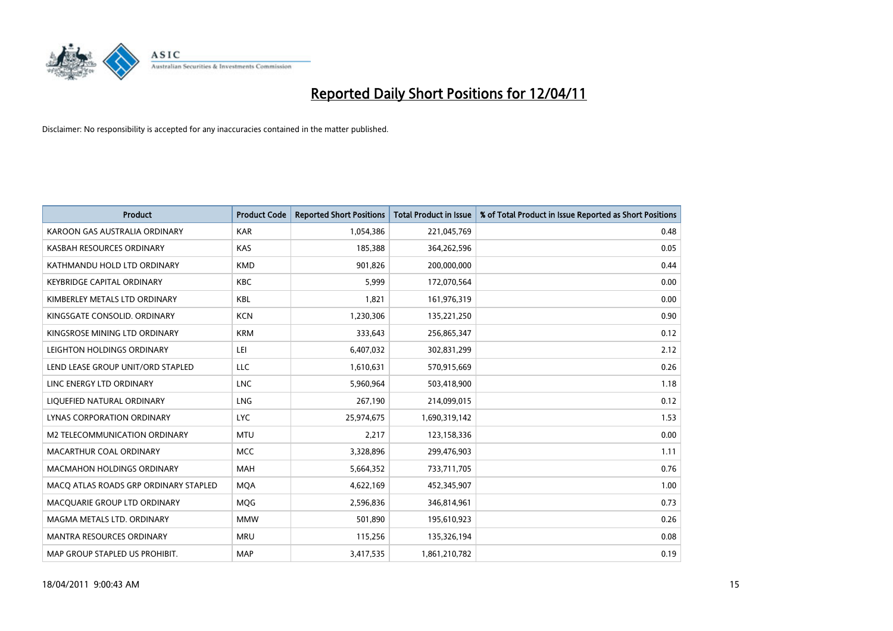# Reported Daily Short Positions for 12/04/11

Disclaimer: No responsibility is accepted for any inaccuracies contained in the matter published.

| Product | Product Code | Reported Short Positions | Total Product in Issue | % of Total Product in Issue Reported as Short Positions |
|---|---|---|---|---|
| KAROON GAS AUSTRALIA ORDINARY | KAR | 1,054,386 | 221,045,769 | 0.48 |
| KASBAH RESOURCES ORDINARY | KAS | 185,388 | 364,262,596 | 0.05 |
| KATHMANDU HOLD LTD ORDINARY | KMD | 901,826 | 200,000,000 | 0.44 |
| KEYBRIDGE CAPITAL ORDINARY | KBC | 5,999 | 172,070,564 | 0.00 |
| KIMBERLEY METALS LTD ORDINARY | KBL | 1,821 | 161,976,319 | 0.00 |
| KINGSGATE CONSOLID. ORDINARY | KCN | 1,230,306 | 135,221,250 | 0.90 |
| KINGSROSE MINING LTD ORDINARY | KRM | 333,643 | 256,865,347 | 0.12 |
| LEIGHTON HOLDINGS ORDINARY | LEI | 6,407,032 | 302,831,299 | 2.12 |
| LEND LEASE GROUP UNIT/ORD STAPLED | LLC | 1,610,631 | 570,915,669 | 0.26 |
| LINC ENERGY LTD ORDINARY | LNC | 5,960,964 | 503,418,900 | 1.18 |
| LIQUEFIED NATURAL ORDINARY | LNG | 267,190 | 214,099,015 | 0.12 |
| LYNAS CORPORATION ORDINARY | LYC | 25,974,675 | 1,690,319,142 | 1.53 |
| M2 TELECOMMUNICATION ORDINARY | MTU | 2,217 | 123,158,336 | 0.00 |
| MACARTHUR COAL ORDINARY | MCC | 3,328,896 | 299,476,903 | 1.11 |
| MACMAHON HOLDINGS ORDINARY | MAH | 5,664,352 | 733,711,705 | 0.76 |
| MACQ ATLAS ROADS GRP ORDINARY STAPLED | MQA | 4,622,169 | 452,345,907 | 1.00 |
| MACQUARIE GROUP LTD ORDINARY | MQG | 2,596,836 | 346,814,961 | 0.73 |
| MAGMA METALS LTD. ORDINARY | MMW | 501,890 | 195,610,923 | 0.26 |
| MANTRA RESOURCES ORDINARY | MRU | 115,256 | 135,326,194 | 0.08 |
| MAP GROUP STAPLED US PROHIBIT. | MAP | 3,417,535 | 1,861,210,782 | 0.19 |

18/04/2011 9:00:43 AM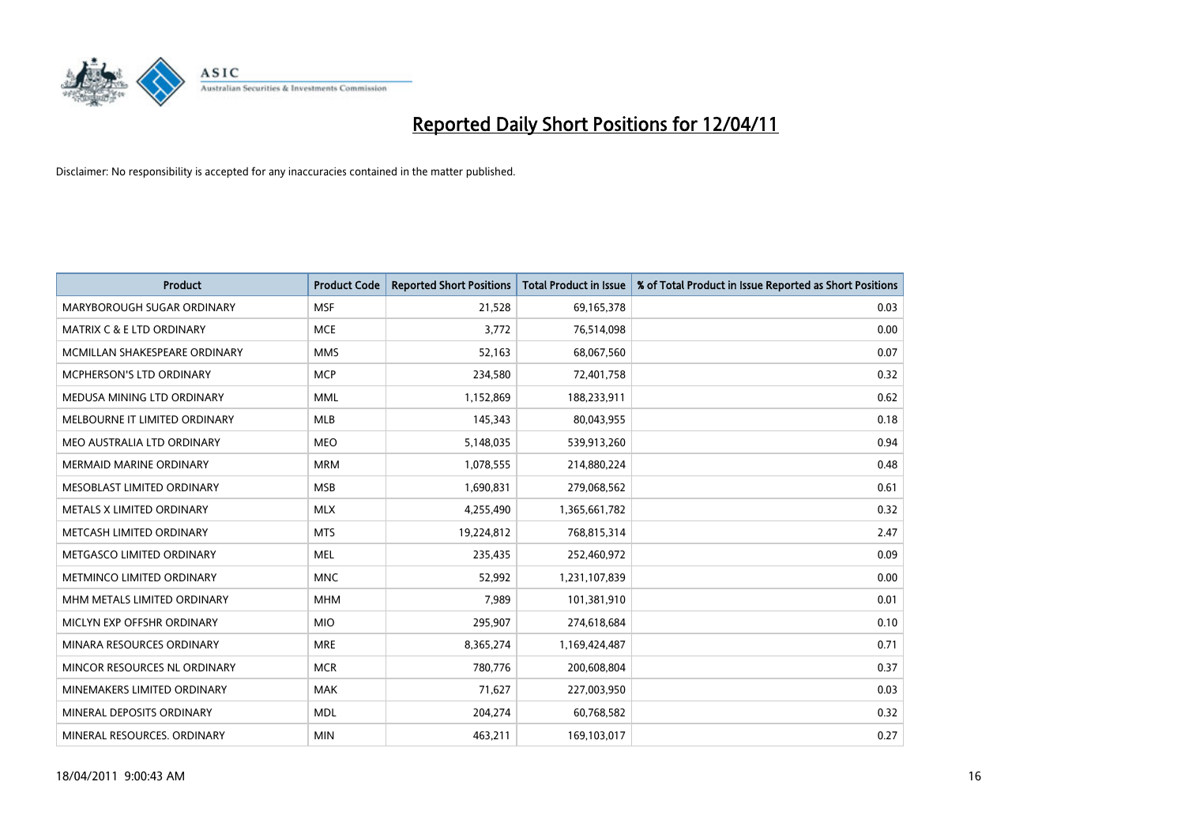# Reported Daily Short Positions for 12/04/11

Disclaimer: No responsibility is accepted for any inaccuracies contained in the matter published.

| Product | Product Code | Reported Short Positions | Total Product in Issue | % of Total Product in Issue Reported as Short Positions |
|---|---|---|---|---|
| MARYBOROUGH SUGAR ORDINARY | MSF | 21,528 | 69,165,378 | 0.03 |
| MATRIX C & E LTD ORDINARY | MCE | 3,772 | 76,514,098 | 0.00 |
| MCMILLAN SHAKESPEARE ORDINARY | MMS | 52,163 | 68,067,560 | 0.07 |
| MCPHERSON'S LTD ORDINARY | MCP | 234,580 | 72,401,758 | 0.32 |
| MEDUSA MINING LTD ORDINARY | MML | 1,152,869 | 188,233,911 | 0.62 |
| MELBOURNE IT LIMITED ORDINARY | MLB | 145,343 | 80,043,955 | 0.18 |
| MEO AUSTRALIA LTD ORDINARY | MEO | 5,148,035 | 539,913,260 | 0.94 |
| MERMAID MARINE ORDINARY | MRM | 1,078,555 | 214,880,224 | 0.48 |
| MESOBLAST LIMITED ORDINARY | MSB | 1,690,831 | 279,068,562 | 0.61 |
| METALS X LIMITED ORDINARY | MLX | 4,255,490 | 1,365,661,782 | 0.32 |
| METCASH LIMITED ORDINARY | MTS | 19,224,812 | 768,815,314 | 2.47 |
| METGASCO LIMITED ORDINARY | MEL | 235,435 | 252,460,972 | 0.09 |
| METMINCO LIMITED ORDINARY | MNC | 52,992 | 1,231,107,839 | 0.00 |
| MHM METALS LIMITED ORDINARY | MHM | 7,989 | 101,381,910 | 0.01 |
| MICLYN EXP OFFSHR ORDINARY | MIO | 295,907 | 274,618,684 | 0.10 |
| MINARA RESOURCES ORDINARY | MRE | 8,365,274 | 1,169,424,487 | 0.71 |
| MINCOR RESOURCES NL ORDINARY | MCR | 780,776 | 200,608,804 | 0.37 |
| MINEMAKERS LIMITED ORDINARY | MAK | 71,627 | 227,003,950 | 0.03 |
| MINERAL DEPOSITS ORDINARY | MDL | 204,274 | 60,768,582 | 0.32 |
| MINERAL RESOURCES. ORDINARY | MIN | 463,211 | 169,103,017 | 0.27 |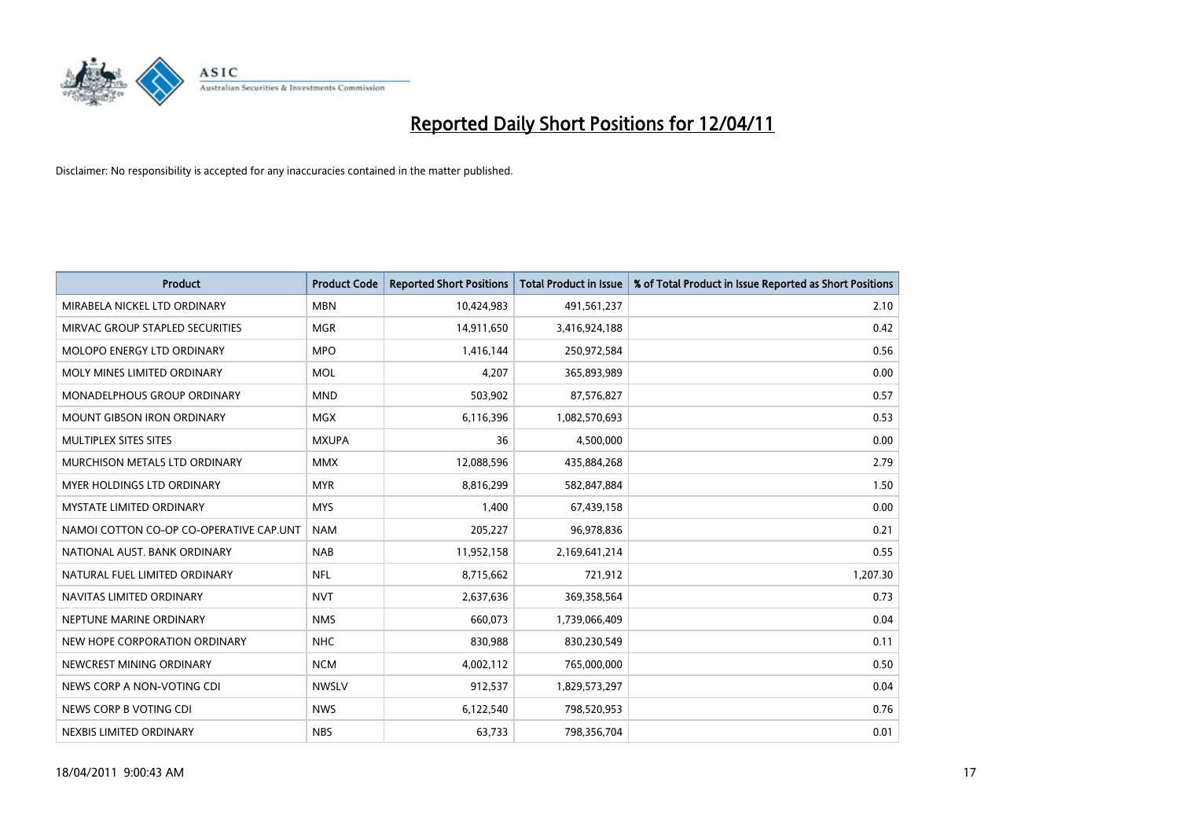# Reported Daily Short Positions for 12/04/11

Disclaimer: No responsibility is accepted for any inaccuracies contained in the matter published.

| Product | Product Code | Reported Short Positions | Total Product in Issue | % of Total Product in Issue Reported as Short Positions |
|---|---|---|---|---|
| MIRABELA NICKEL LTD ORDINARY | MBN | 10,424,983 | 491,561,237 | 2.10 |
| MIRVAC GROUP STAPLED SECURITIES | MGR | 14,911,650 | 3,416,924,188 | 0.42 |
| MOLOPO ENERGY LTD ORDINARY | MPO | 1,416,144 | 250,972,584 | 0.56 |
| MOLY MINES LIMITED ORDINARY | MOL | 4,207 | 365,893,989 | 0.00 |
| MONADELPHOUS GROUP ORDINARY | MND | 503,902 | 87,576,827 | 0.57 |
| MOUNT GIBSON IRON ORDINARY | MGX | 6,116,396 | 1,082,570,693 | 0.53 |
| MULTIPLEX SITES SITES | MXUPA | 36 | 4,500,000 | 0.00 |
| MURCHISON METALS LTD ORDINARY | MMX | 12,088,596 | 435,884,268 | 2.79 |
| MYER HOLDINGS LTD ORDINARY | MYR | 8,816,299 | 582,847,884 | 1.50 |
| MYSTATE LIMITED ORDINARY | MYS | 1,400 | 67,439,158 | 0.00 |
| NAMOI COTTON CO-OP CO-OPERATIVE CAP.UNT | NAM | 205,227 | 96,978,836 | 0.21 |
| NATIONAL AUST. BANK ORDINARY | NAB | 11,952,158 | 2,169,641,214 | 0.55 |
| NATURAL FUEL LIMITED ORDINARY | NFL | 8,715,662 | 721,912 | 1,207.30 |
| NAVITAS LIMITED ORDINARY | NVT | 2,637,636 | 369,358,564 | 0.73 |
| NEPTUNE MARINE ORDINARY | NMS | 660,073 | 1,739,066,409 | 0.04 |
| NEW HOPE CORPORATION ORDINARY | NHC | 830,988 | 830,230,549 | 0.11 |
| NEWCREST MINING ORDINARY | NCM | 4,002,112 | 765,000,000 | 0.50 |
| NEWS CORP A NON-VOTING CDI | NWSLV | 912,537 | 1,829,573,297 | 0.04 |
| NEWS CORP B VOTING CDI | NWS | 6,122,540 | 798,520,953 | 0.76 |
| NEXBIS LIMITED ORDINARY | NBS | 63,733 | 798,356,704 | 0.01 |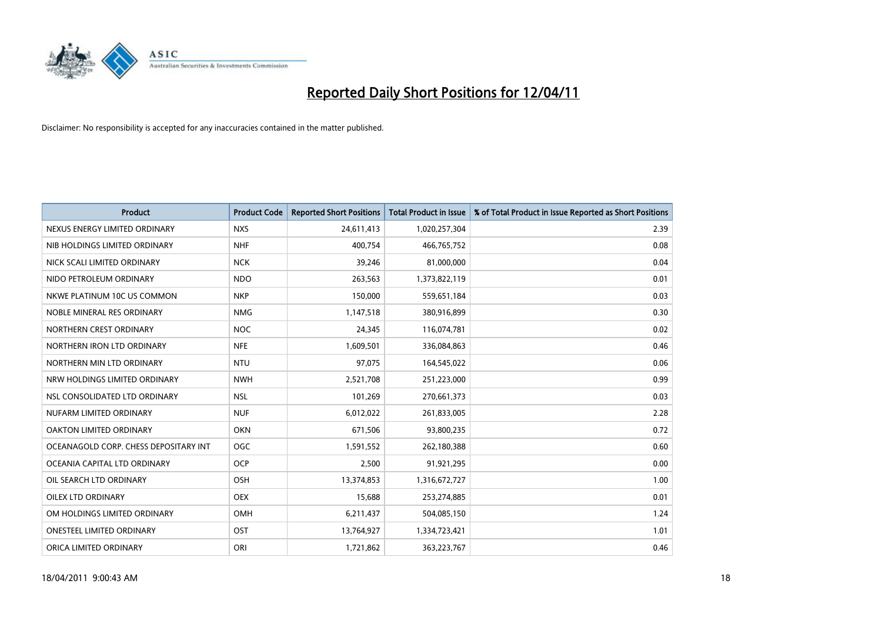# Reported Daily Short Positions for 12/04/11

Disclaimer: No responsibility is accepted for any inaccuracies contained in the matter published.

| Product | Product Code | Reported Short Positions | Total Product in Issue | % of Total Product in Issue Reported as Short Positions |
|---|---|---|---|---|
| NEXUS ENERGY LIMITED ORDINARY | NXS | 24,611,413 | 1,020,257,304 | 2.39 |
| NIB HOLDINGS LIMITED ORDINARY | NHF | 400,754 | 466,765,752 | 0.08 |
| NICK SCALI LIMITED ORDINARY | NCK | 39,246 | 81,000,000 | 0.04 |
| NIDO PETROLEUM ORDINARY | NDO | 263,563 | 1,373,822,119 | 0.01 |
| NKWE PLATINUM 10C US COMMON | NKP | 150,000 | 559,651,184 | 0.03 |
| NOBLE MINERAL RES ORDINARY | NMG | 1,147,518 | 380,916,899 | 0.30 |
| NORTHERN CREST ORDINARY | NOC | 24,345 | 116,074,781 | 0.02 |
| NORTHERN IRON LTD ORDINARY | NFE | 1,609,501 | 336,084,863 | 0.46 |
| NORTHERN MIN LTD ORDINARY | NTU | 97,075 | 164,545,022 | 0.06 |
| NRW HOLDINGS LIMITED ORDINARY | NWH | 2,521,708 | 251,223,000 | 0.99 |
| NSL CONSOLIDATED LTD ORDINARY | NSL | 101,269 | 270,661,373 | 0.03 |
| NUFARM LIMITED ORDINARY | NUF | 6,012,022 | 261,833,005 | 2.28 |
| OAKTON LIMITED ORDINARY | OKN | 671,506 | 93,800,235 | 0.72 |
| OCEANAGOLD CORP. CHESS DEPOSITARY INT | OGC | 1,591,552 | 262,180,388 | 0.60 |
| OCEANIA CAPITAL LTD ORDINARY | OCP | 2,500 | 91,921,295 | 0.00 |
| OIL SEARCH LTD ORDINARY | OSH | 13,374,853 | 1,316,672,727 | 1.00 |
| OILEX LTD ORDINARY | OEX | 15,688 | 253,274,885 | 0.01 |
| OM HOLDINGS LIMITED ORDINARY | OMH | 6,211,437 | 504,085,150 | 1.24 |
| ONESTEEL LIMITED ORDINARY | OST | 13,764,927 | 1,334,723,421 | 1.01 |
| ORICA LIMITED ORDINARY | ORI | 1,721,862 | 363,223,767 | 0.46 |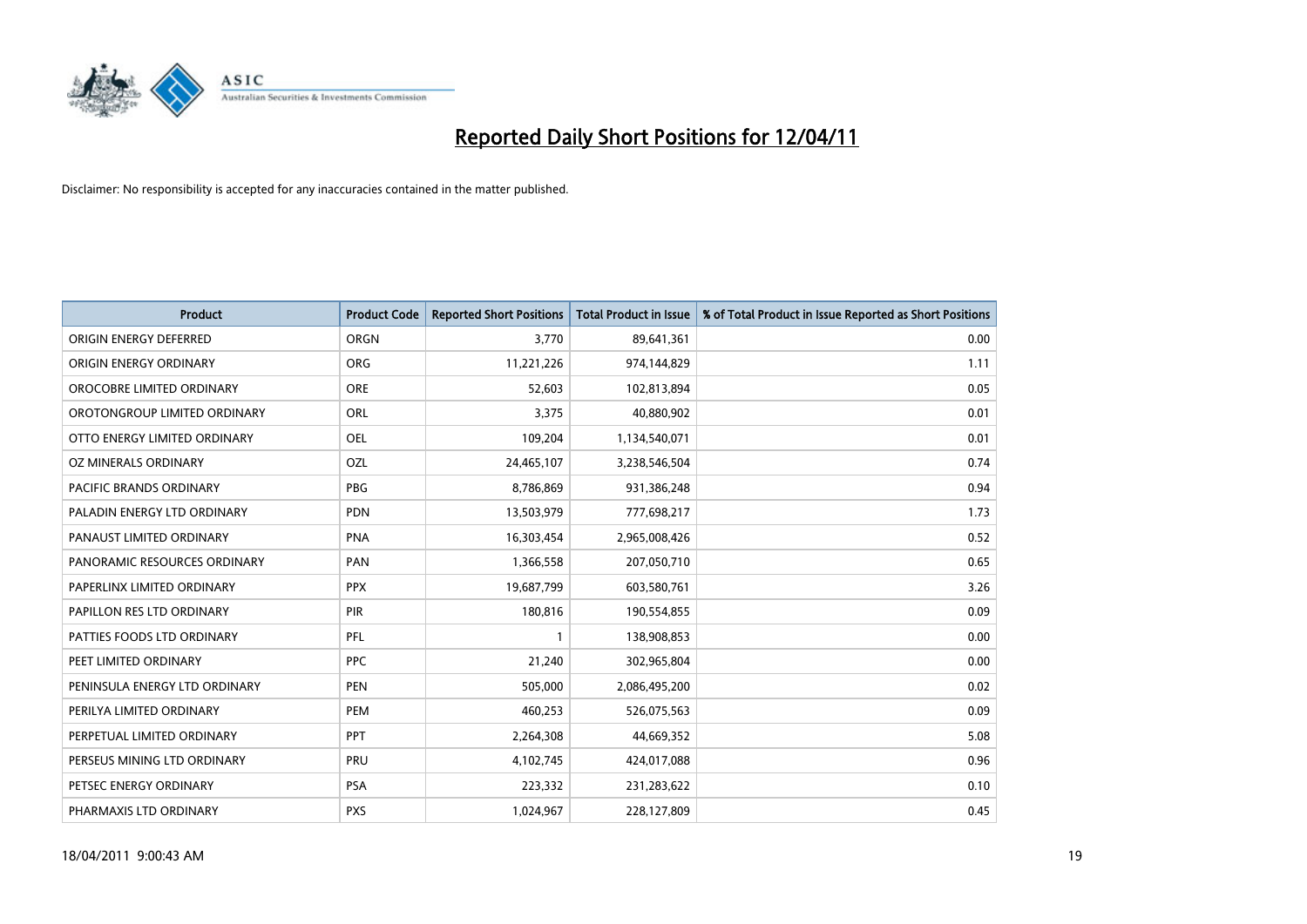# Reported Daily Short Positions for 12/04/11

Disclaimer: No responsibility is accepted for any inaccuracies contained in the matter published.

| Product | Product Code | Reported Short Positions | Total Product in Issue | % of Total Product in Issue Reported as Short Positions |
|---|---|---|---|---|
| ORIGIN ENERGY DEFERRED | ORGN | 3,770 | 89,641,361 | 0.00 |
| ORIGIN ENERGY ORDINARY | ORG | 11,221,226 | 974,144,829 | 1.11 |
| OROCOBRE LIMITED ORDINARY | ORE | 52,603 | 102,813,894 | 0.05 |
| OROTONGROUP LIMITED ORDINARY | ORL | 3,375 | 40,880,902 | 0.01 |
| OTTO ENERGY LIMITED ORDINARY | OEL | 109,204 | 1,134,540,071 | 0.01 |
| OZ MINERALS ORDINARY | OZL | 24,465,107 | 3,238,546,504 | 0.74 |
| PACIFIC BRANDS ORDINARY | PBG | 8,786,869 | 931,386,248 | 0.94 |
| PALADIN ENERGY LTD ORDINARY | PDN | 13,503,979 | 777,698,217 | 1.73 |
| PANAUST LIMITED ORDINARY | PNA | 16,303,454 | 2,965,008,426 | 0.52 |
| PANORAMIC RESOURCES ORDINARY | PAN | 1,366,558 | 207,050,710 | 0.65 |
| PAPERLINX LIMITED ORDINARY | PPX | 19,687,799 | 603,580,761 | 3.26 |
| PAPILLON RES LTD ORDINARY | PIR | 180,816 | 190,554,855 | 0.09 |
| PATTIES FOODS LTD ORDINARY | PFL | 1 | 138,908,853 | 0.00 |
| PEET LIMITED ORDINARY | PPC | 21,240 | 302,965,804 | 0.00 |
| PENINSULA ENERGY LTD ORDINARY | PEN | 505,000 | 2,086,495,200 | 0.02 |
| PERILYA LIMITED ORDINARY | PEM | 460,253 | 526,075,563 | 0.09 |
| PERPETUAL LIMITED ORDINARY | PPT | 2,264,308 | 44,669,352 | 5.08 |
| PERSEUS MINING LTD ORDINARY | PRU | 4,102,745 | 424,017,088 | 0.96 |
| PETSEC ENERGY ORDINARY | PSA | 223,332 | 231,283,622 | 0.10 |
| PHARMAXIS LTD ORDINARY | PXS | 1,024,967 | 228,127,809 | 0.45 |

18/04/2011 9:00:43 AM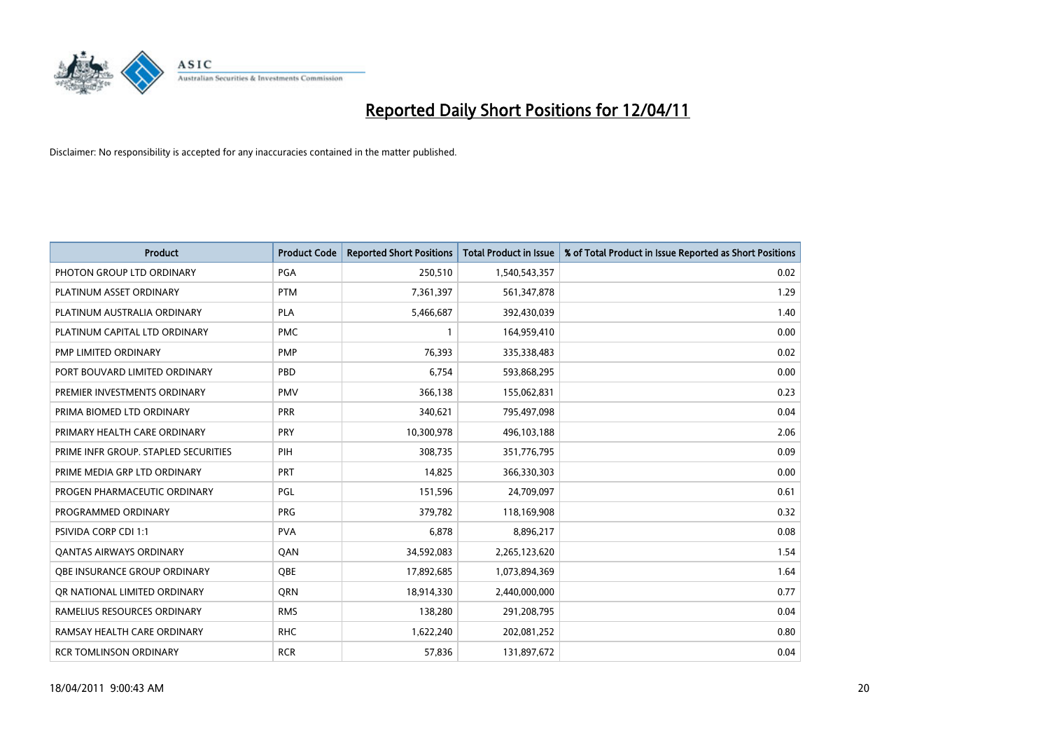# Reported Daily Short Positions for 12/04/11

Disclaimer: No responsibility is accepted for any inaccuracies contained in the matter published.

| Product | Product Code | Reported Short Positions | Total Product in Issue | % of Total Product in Issue Reported as Short Positions |
|---|---|---|---|---|
| PHOTON GROUP LTD ORDINARY | PGA | 250,510 | 1,540,543,357 | 0.02 |
| PLATINUM ASSET ORDINARY | PTM | 7,361,397 | 561,347,878 | 1.29 |
| PLATINUM AUSTRALIA ORDINARY | PLA | 5,466,687 | 392,430,039 | 1.40 |
| PLATINUM CAPITAL LTD ORDINARY | PMC | 1 | 164,959,410 | 0.00 |
| PMP LIMITED ORDINARY | PMP | 76,393 | 335,338,483 | 0.02 |
| PORT BOUVARD LIMITED ORDINARY | PBD | 6,754 | 593,868,295 | 0.00 |
| PREMIER INVESTMENTS ORDINARY | PMV | 366,138 | 155,062,831 | 0.23 |
| PRIMA BIOMED LTD ORDINARY | PRR | 340,621 | 795,497,098 | 0.04 |
| PRIMARY HEALTH CARE ORDINARY | PRY | 10,300,978 | 496,103,188 | 2.06 |
| PRIME INFR GROUP. STAPLED SECURITIES | PIH | 308,735 | 351,776,795 | 0.09 |
| PRIME MEDIA GRP LTD ORDINARY | PRT | 14,825 | 366,330,303 | 0.00 |
| PROGEN PHARMACEUTIC ORDINARY | PGL | 151,596 | 24,709,097 | 0.61 |
| PROGRAMMED ORDINARY | PRG | 379,782 | 118,169,908 | 0.32 |
| PSIVIDA CORP CDI 1:1 | PVA | 6,878 | 8,896,217 | 0.08 |
| QANTAS AIRWAYS ORDINARY | QAN | 34,592,083 | 2,265,123,620 | 1.54 |
| QBE INSURANCE GROUP ORDINARY | QBE | 17,892,685 | 1,073,894,369 | 1.64 |
| QR NATIONAL LIMITED ORDINARY | QRN | 18,914,330 | 2,440,000,000 | 0.77 |
| RAMELIUS RESOURCES ORDINARY | RMS | 138,280 | 291,208,795 | 0.04 |
| RAMSAY HEALTH CARE ORDINARY | RHC | 1,622,240 | 202,081,252 | 0.80 |
| RCR TOMLINSON ORDINARY | RCR | 57,836 | 131,897,672 | 0.04 |

18/04/2011 9:00:43 AM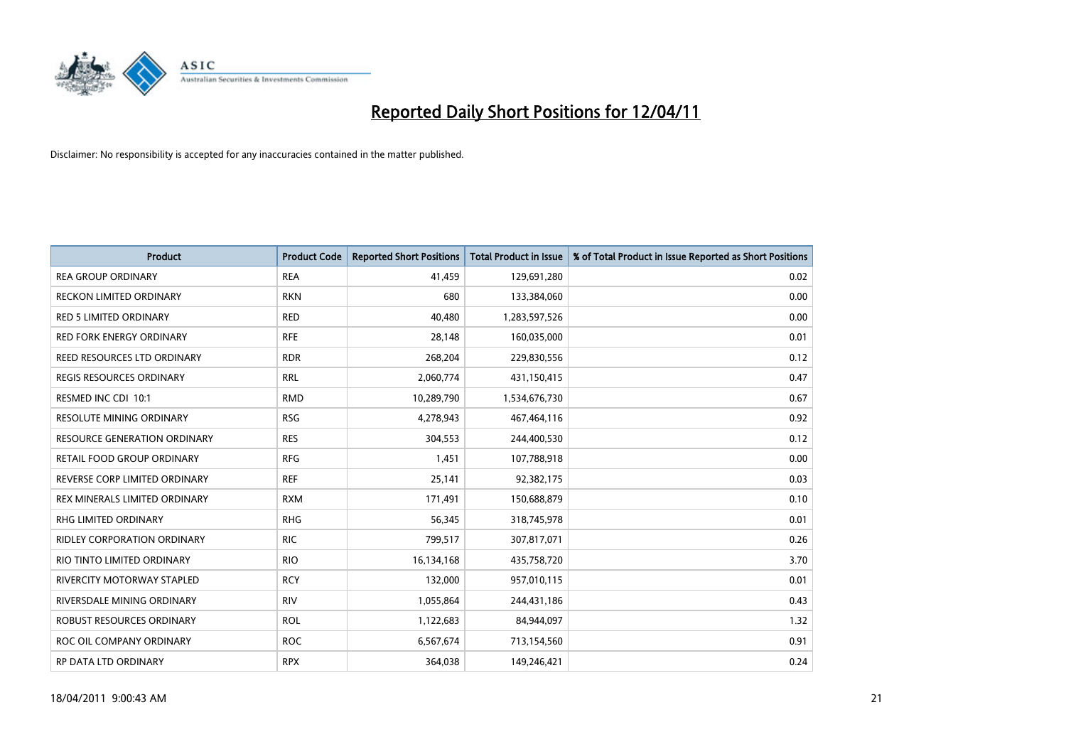# Reported Daily Short Positions for 12/04/11

Disclaimer: No responsibility is accepted for any inaccuracies contained in the matter published.

| Product | Product Code | Reported Short Positions | Total Product in Issue | % of Total Product in Issue Reported as Short Positions |
|---|---|---|---|---|
| REA GROUP ORDINARY | REA | 41,459 | 129,691,280 | 0.02 |
| RECKON LIMITED ORDINARY | RKN | 680 | 133,384,060 | 0.00 |
| RED 5 LIMITED ORDINARY | RED | 40,480 | 1,283,597,526 | 0.00 |
| RED FORK ENERGY ORDINARY | RFE | 28,148 | 160,035,000 | 0.01 |
| REED RESOURCES LTD ORDINARY | RDR | 268,204 | 229,830,556 | 0.12 |
| REGIS RESOURCES ORDINARY | RRL | 2,060,774 | 431,150,415 | 0.47 |
| RESMED INC CDI 10:1 | RMD | 10,289,790 | 1,534,676,730 | 0.67 |
| RESOLUTE MINING ORDINARY | RSG | 4,278,943 | 467,464,116 | 0.92 |
| RESOURCE GENERATION ORDINARY | RES | 304,553 | 244,400,530 | 0.12 |
| RETAIL FOOD GROUP ORDINARY | RFG | 1,451 | 107,788,918 | 0.00 |
| REVERSE CORP LIMITED ORDINARY | REF | 25,141 | 92,382,175 | 0.03 |
| REX MINERALS LIMITED ORDINARY | RXM | 171,491 | 150,688,879 | 0.10 |
| RHG LIMITED ORDINARY | RHG | 56,345 | 318,745,978 | 0.01 |
| RIDLEY CORPORATION ORDINARY | RIC | 799,517 | 307,817,071 | 0.26 |
| RIO TINTO LIMITED ORDINARY | RIO | 16,134,168 | 435,758,720 | 3.70 |
| RIVERCITY MOTORWAY STAPLED | RCY | 132,000 | 957,010,115 | 0.01 |
| RIVERSDALE MINING ORDINARY | RIV | 1,055,864 | 244,431,186 | 0.43 |
| ROBUST RESOURCES ORDINARY | ROL | 1,122,683 | 84,944,097 | 1.32 |
| ROC OIL COMPANY ORDINARY | ROC | 6,567,674 | 713,154,560 | 0.91 |
| RP DATA LTD ORDINARY | RPX | 364,038 | 149,246,421 | 0.24 |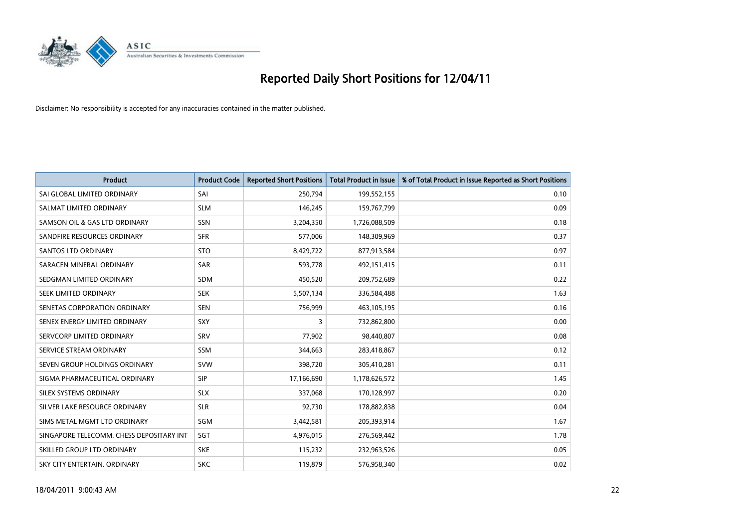# Reported Daily Short Positions for 12/04/11

Disclaimer: No responsibility is accepted for any inaccuracies contained in the matter published.

| Product | Product Code | Reported Short Positions | Total Product in Issue | % of Total Product in Issue Reported as Short Positions |
|---|---|---|---|---|
| SAI GLOBAL LIMITED ORDINARY | SAI | 250,794 | 199,552,155 | 0.10 |
| SALMAT LIMITED ORDINARY | SLM | 146,245 | 159,767,799 | 0.09 |
| SAMSON OIL & GAS LTD ORDINARY | SSN | 3,204,350 | 1,726,088,509 | 0.18 |
| SANDFIRE RESOURCES ORDINARY | SFR | 577,006 | 148,309,969 | 0.37 |
| SANTOS LTD ORDINARY | STO | 8,429,722 | 877,913,584 | 0.97 |
| SARACEN MINERAL ORDINARY | SAR | 593,778 | 492,151,415 | 0.11 |
| SEDGMAN LIMITED ORDINARY | SDM | 450,520 | 209,752,689 | 0.22 |
| SEEK LIMITED ORDINARY | SEK | 5,507,134 | 336,584,488 | 1.63 |
| SENETAS CORPORATION ORDINARY | SEN | 756,999 | 463,105,195 | 0.16 |
| SENEX ENERGY LIMITED ORDINARY | SXY | 3 | 732,862,800 | 0.00 |
| SERVCORP LIMITED ORDINARY | SRV | 77,902 | 98,440,807 | 0.08 |
| SERVICE STREAM ORDINARY | SSM | 344,663 | 283,418,867 | 0.12 |
| SEVEN GROUP HOLDINGS ORDINARY | SVW | 398,720 | 305,410,281 | 0.11 |
| SIGMA PHARMACEUTICAL ORDINARY | SIP | 17,166,690 | 1,178,626,572 | 1.45 |
| SILEX SYSTEMS ORDINARY | SLX | 337,068 | 170,128,997 | 0.20 |
| SILVER LAKE RESOURCE ORDINARY | SLR | 92,730 | 178,882,838 | 0.04 |
| SIMS METAL MGMT LTD ORDINARY | SGM | 3,442,581 | 205,393,914 | 1.67 |
| SINGAPORE TELECOMM. CHESS DEPOSITARY INT | SGT | 4,976,015 | 276,569,442 | 1.78 |
| SKILLED GROUP LTD ORDINARY | SKE | 115,232 | 232,963,526 | 0.05 |
| SKY CITY ENTERTAIN. ORDINARY | SKC | 119,879 | 576,958,340 | 0.02 |

18/04/2011 9:00:43 AM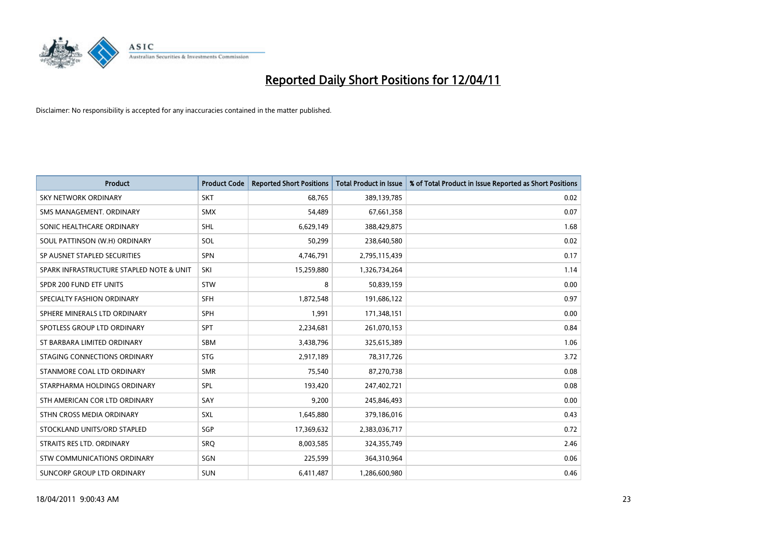# Reported Daily Short Positions for 12/04/11

Disclaimer: No responsibility is accepted for any inaccuracies contained in the matter published.

| Product | Product Code | Reported Short Positions | Total Product in Issue | % of Total Product in Issue Reported as Short Positions |
|---|---|---|---|---|
| SKY NETWORK ORDINARY | SKT | 68,765 | 389,139,785 | 0.02 |
| SMS MANAGEMENT. ORDINARY | SMX | 54,489 | 67,661,358 | 0.07 |
| SONIC HEALTHCARE ORDINARY | SHL | 6,629,149 | 388,429,875 | 1.68 |
| SOUL PATTINSON (W.H) ORDINARY | SOL | 50,299 | 238,640,580 | 0.02 |
| SP AUSNET STAPLED SECURITIES | SPN | 4,746,791 | 2,795,115,439 | 0.17 |
| SPARK INFRASTRUCTURE STAPLED NOTE & UNIT | SKI | 15,259,880 | 1,326,734,264 | 1.14 |
| SPDR 200 FUND ETF UNITS | STW | 8 | 50,839,159 | 0.00 |
| SPECIALTY FASHION ORDINARY | SFH | 1,872,548 | 191,686,122 | 0.97 |
| SPHERE MINERALS LTD ORDINARY | SPH | 1,991 | 171,348,151 | 0.00 |
| SPOTLESS GROUP LTD ORDINARY | SPT | 2,234,681 | 261,070,153 | 0.84 |
| ST BARBARA LIMITED ORDINARY | SBM | 3,438,796 | 325,615,389 | 1.06 |
| STAGING CONNECTIONS ORDINARY | STG | 2,917,189 | 78,317,726 | 3.72 |
| STANMORE COAL LTD ORDINARY | SMR | 75,540 | 87,270,738 | 0.08 |
| STARPHARMA HOLDINGS ORDINARY | SPL | 193,420 | 247,402,721 | 0.08 |
| STH AMERICAN COR LTD ORDINARY | SAY | 9,200 | 245,846,493 | 0.00 |
| STHN CROSS MEDIA ORDINARY | SXL | 1,645,880 | 379,186,016 | 0.43 |
| STOCKLAND UNITS/ORD STAPLED | SGP | 17,369,632 | 2,383,036,717 | 0.72 |
| STRAITS RES LTD. ORDINARY | SRQ | 8,003,585 | 324,355,749 | 2.46 |
| STW COMMUNICATIONS ORDINARY | SGN | 225,599 | 364,310,964 | 0.06 |
| SUNCORP GROUP LTD ORDINARY | SUN | 6,411,487 | 1,286,600,980 | 0.46 |

18/04/2011 9:00:43 AM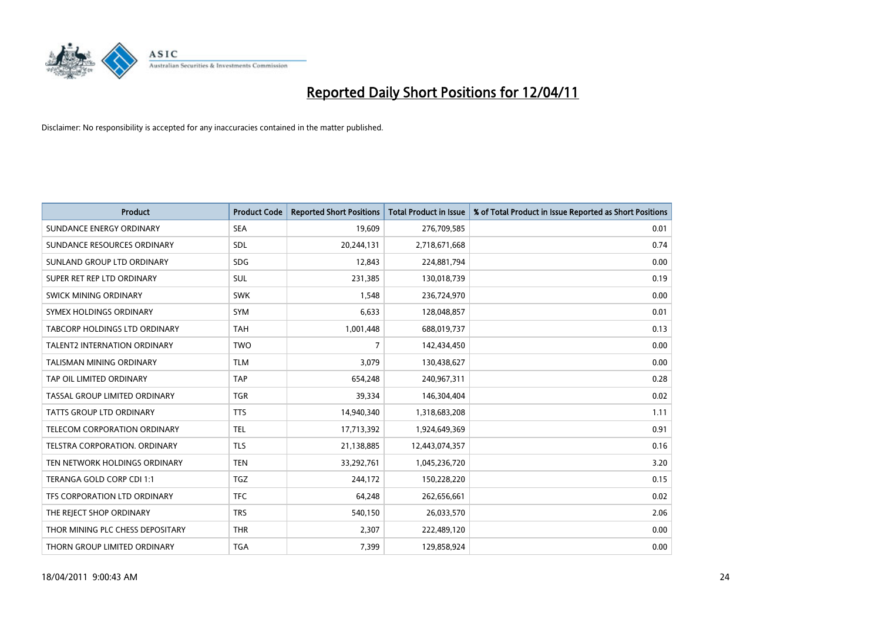# Reported Daily Short Positions for 12/04/11

Disclaimer: No responsibility is accepted for any inaccuracies contained in the matter published.

| Product | Product Code | Reported Short Positions | Total Product in Issue | % of Total Product in Issue Reported as Short Positions |
|---|---|---|---|---|
| SUNDANCE ENERGY ORDINARY | SEA | 19,609 | 276,709,585 | 0.01 |
| SUNDANCE RESOURCES ORDINARY | SDL | 20,244,131 | 2,718,671,668 | 0.74 |
| SUNLAND GROUP LTD ORDINARY | SDG | 12,843 | 224,881,794 | 0.00 |
| SUPER RET REP LTD ORDINARY | SUL | 231,385 | 130,018,739 | 0.19 |
| SWICK MINING ORDINARY | SWK | 1,548 | 236,724,970 | 0.00 |
| SYMEX HOLDINGS ORDINARY | SYM | 6,633 | 128,048,857 | 0.01 |
| TABCORP HOLDINGS LTD ORDINARY | TAH | 1,001,448 | 688,019,737 | 0.13 |
| TALENT2 INTERNATION ORDINARY | TWO | 7 | 142,434,450 | 0.00 |
| TALISMAN MINING ORDINARY | TLM | 3,079 | 130,438,627 | 0.00 |
| TAP OIL LIMITED ORDINARY | TAP | 654,248 | 240,967,311 | 0.28 |
| TASSAL GROUP LIMITED ORDINARY | TGR | 39,334 | 146,304,404 | 0.02 |
| TATTS GROUP LTD ORDINARY | TTS | 14,940,340 | 1,318,683,208 | 1.11 |
| TELECOM CORPORATION ORDINARY | TEL | 17,713,392 | 1,924,649,369 | 0.91 |
| TELSTRA CORPORATION. ORDINARY | TLS | 21,138,885 | 12,443,074,357 | 0.16 |
| TEN NETWORK HOLDINGS ORDINARY | TEN | 33,292,761 | 1,045,236,720 | 3.20 |
| TERANGA GOLD CORP CDI 1:1 | TGZ | 244,172 | 150,228,220 | 0.15 |
| TFS CORPORATION LTD ORDINARY | TFC | 64,248 | 262,656,661 | 0.02 |
| THE REJECT SHOP ORDINARY | TRS | 540,150 | 26,033,570 | 2.06 |
| THOR MINING PLC CHESS DEPOSITARY | THR | 2,307 | 222,489,120 | 0.00 |
| THORN GROUP LIMITED ORDINARY | TGA | 7,399 | 129,858,924 | 0.00 |

18/04/2011 9:00:43 AM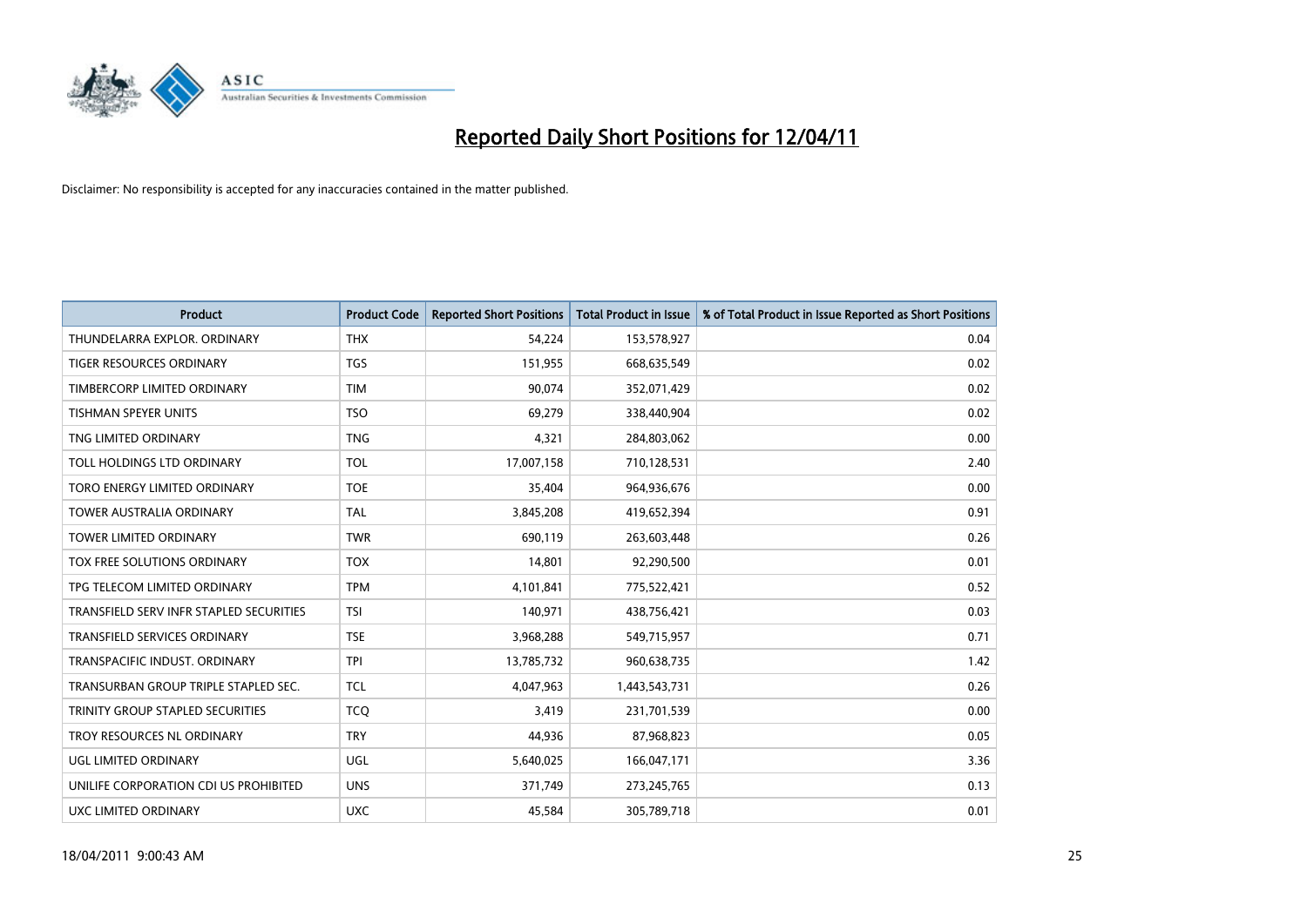# Reported Daily Short Positions for 12/04/11

Disclaimer: No responsibility is accepted for any inaccuracies contained in the matter published.

| Product | Product Code | Reported Short Positions | Total Product in Issue | % of Total Product in Issue Reported as Short Positions |
|---|---|---|---|---|
| THUNDELARRA EXPLOR. ORDINARY | THX | 54,224 | 153,578,927 | 0.04 |
| TIGER RESOURCES ORDINARY | TGS | 151,955 | 668,635,549 | 0.02 |
| TIMBERCORP LIMITED ORDINARY | TIM | 90,074 | 352,071,429 | 0.02 |
| TISHMAN SPEYER UNITS | TSO | 69,279 | 338,440,904 | 0.02 |
| TNG LIMITED ORDINARY | TNG | 4,321 | 284,803,062 | 0.00 |
| TOLL HOLDINGS LTD ORDINARY | TOL | 17,007,158 | 710,128,531 | 2.40 |
| TORO ENERGY LIMITED ORDINARY | TOE | 35,404 | 964,936,676 | 0.00 |
| TOWER AUSTRALIA ORDINARY | TAL | 3,845,208 | 419,652,394 | 0.91 |
| TOWER LIMITED ORDINARY | TWR | 690,119 | 263,603,448 | 0.26 |
| TOX FREE SOLUTIONS ORDINARY | TOX | 14,801 | 92,290,500 | 0.01 |
| TPG TELECOM LIMITED ORDINARY | TPM | 4,101,841 | 775,522,421 | 0.52 |
| TRANSFIELD SERV INFR STAPLED SECURITIES | TSI | 140,971 | 438,756,421 | 0.03 |
| TRANSFIELD SERVICES ORDINARY | TSE | 3,968,288 | 549,715,957 | 0.71 |
| TRANSPACIFIC INDUST. ORDINARY | TPI | 13,785,732 | 960,638,735 | 1.42 |
| TRANSURBAN GROUP TRIPLE STAPLED SEC. | TCL | 4,047,963 | 1,443,543,731 | 0.26 |
| TRINITY GROUP STAPLED SECURITIES | TCQ | 3,419 | 231,701,539 | 0.00 |
| TROY RESOURCES NL ORDINARY | TRY | 44,936 | 87,968,823 | 0.05 |
| UGL LIMITED ORDINARY | UGL | 5,640,025 | 166,047,171 | 3.36 |
| UNILIFE CORPORATION CDI US PROHIBITED | UNS | 371,749 | 273,245,765 | 0.13 |
| UXC LIMITED ORDINARY | UXC | 45,584 | 305,789,718 | 0.01 |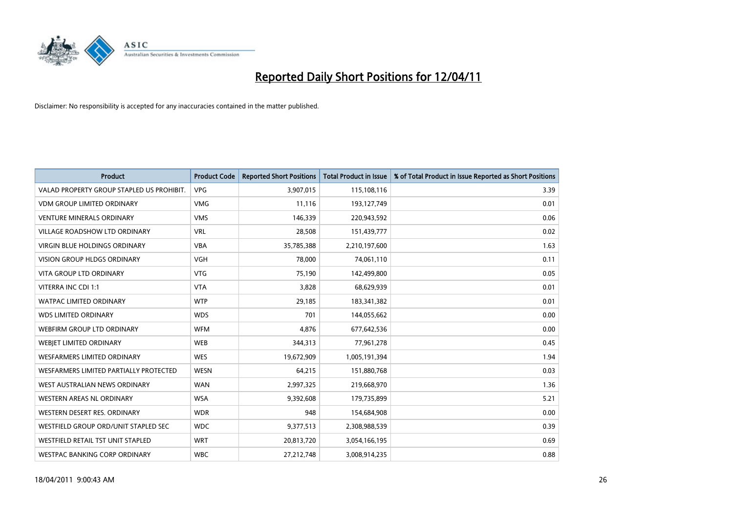# Reported Daily Short Positions for 12/04/11

Disclaimer: No responsibility is accepted for any inaccuracies contained in the matter published.

| Product | Product Code | Reported Short Positions | Total Product in Issue | % of Total Product in Issue Reported as Short Positions |
|---|---|---|---|---|
| VALAD PROPERTY GROUP STAPLED US PROHIBIT. | VPG | 3,907,015 | 115,108,116 | 3.39 |
| VDM GROUP LIMITED ORDINARY | VMG | 11,116 | 193,127,749 | 0.01 |
| VENTURE MINERALS ORDINARY | VMS | 146,339 | 220,943,592 | 0.06 |
| VILLAGE ROADSHOW LTD ORDINARY | VRL | 28,508 | 151,439,777 | 0.02 |
| VIRGIN BLUE HOLDINGS ORDINARY | VBA | 35,785,388 | 2,210,197,600 | 1.63 |
| VISION GROUP HLDGS ORDINARY | VGH | 78,000 | 74,061,110 | 0.11 |
| VITA GROUP LTD ORDINARY | VTG | 75,190 | 142,499,800 | 0.05 |
| VITERRA INC CDI 1:1 | VTA | 3,828 | 68,629,939 | 0.01 |
| WATPAC LIMITED ORDINARY | WTP | 29,185 | 183,341,382 | 0.01 |
| WDS LIMITED ORDINARY | WDS | 701 | 144,055,662 | 0.00 |
| WEBFIRM GROUP LTD ORDINARY | WFM | 4,876 | 677,642,536 | 0.00 |
| WEBJET LIMITED ORDINARY | WEB | 344,313 | 77,961,278 | 0.45 |
| WESFARMERS LIMITED ORDINARY | WES | 19,672,909 | 1,005,191,394 | 1.94 |
| WESFARMERS LIMITED PARTIALLY PROTECTED | WESN | 64,215 | 151,880,768 | 0.03 |
| WEST AUSTRALIAN NEWS ORDINARY | WAN | 2,997,325 | 219,668,970 | 1.36 |
| WESTERN AREAS NL ORDINARY | WSA | 9,392,608 | 179,735,899 | 5.21 |
| WESTERN DESERT RES. ORDINARY | WDR | 948 | 154,684,908 | 0.00 |
| WESTFIELD GROUP ORD/UNIT STAPLED SEC | WDC | 9,377,513 | 2,308,988,539 | 0.39 |
| WESTFIELD RETAIL TST UNIT STAPLED | WRT | 20,813,720 | 3,054,166,195 | 0.69 |
| WESTPAC BANKING CORP ORDINARY | WBC | 27,212,748 | 3,008,914,235 | 0.88 |

18/04/2011 9:00:43 AM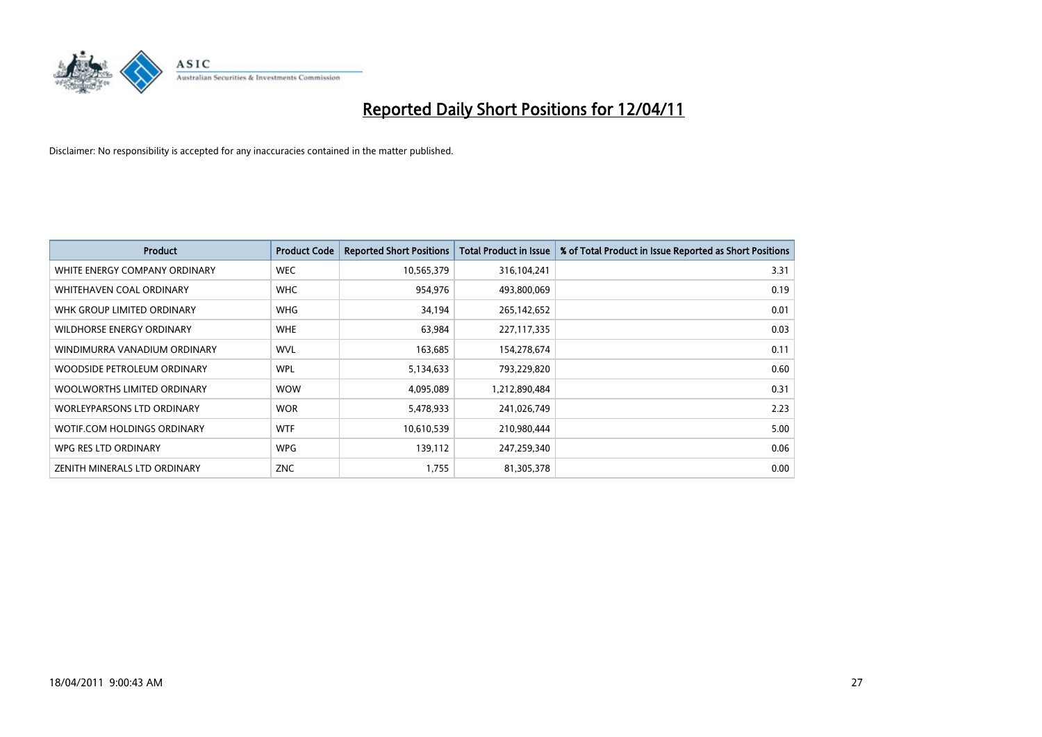# Reported Daily Short Positions for 12/04/11

Disclaimer: No responsibility is accepted for any inaccuracies contained in the matter published.

| Product | Product Code | Reported Short Positions | Total Product in Issue | % of Total Product in Issue Reported as Short Positions |
|---|---|---|---|---|
| WHITE ENERGY COMPANY ORDINARY | WEC | 10,565,379 | 316,104,241 | 3.31 |
| WHITEHAVEN COAL ORDINARY | WHC | 954,976 | 493,800,069 | 0.19 |
| WHK GROUP LIMITED ORDINARY | WHG | 34,194 | 265,142,652 | 0.01 |
| WILDHORSE ENERGY ORDINARY | WHE | 63,984 | 227,117,335 | 0.03 |
| WINDIMURRA VANADIUM ORDINARY | WVL | 163,685 | 154,278,674 | 0.11 |
| WOODSIDE PETROLEUM ORDINARY | WPL | 5,134,633 | 793,229,820 | 0.60 |
| WOOLWORTHS LIMITED ORDINARY | WOW | 4,095,089 | 1,212,890,484 | 0.31 |
| WORLEYPARSONS LTD ORDINARY | WOR | 5,478,933 | 241,026,749 | 2.23 |
| WOTIF.COM HOLDINGS ORDINARY | WTF | 10,610,539 | 210,980,444 | 5.00 |
| WPG RES LTD ORDINARY | WPG | 139,112 | 247,259,340 | 0.06 |
| ZENITH MINERALS LTD ORDINARY | ZNC | 1,755 | 81,305,378 | 0.00 |

18/04/2011 9:00:43 AM